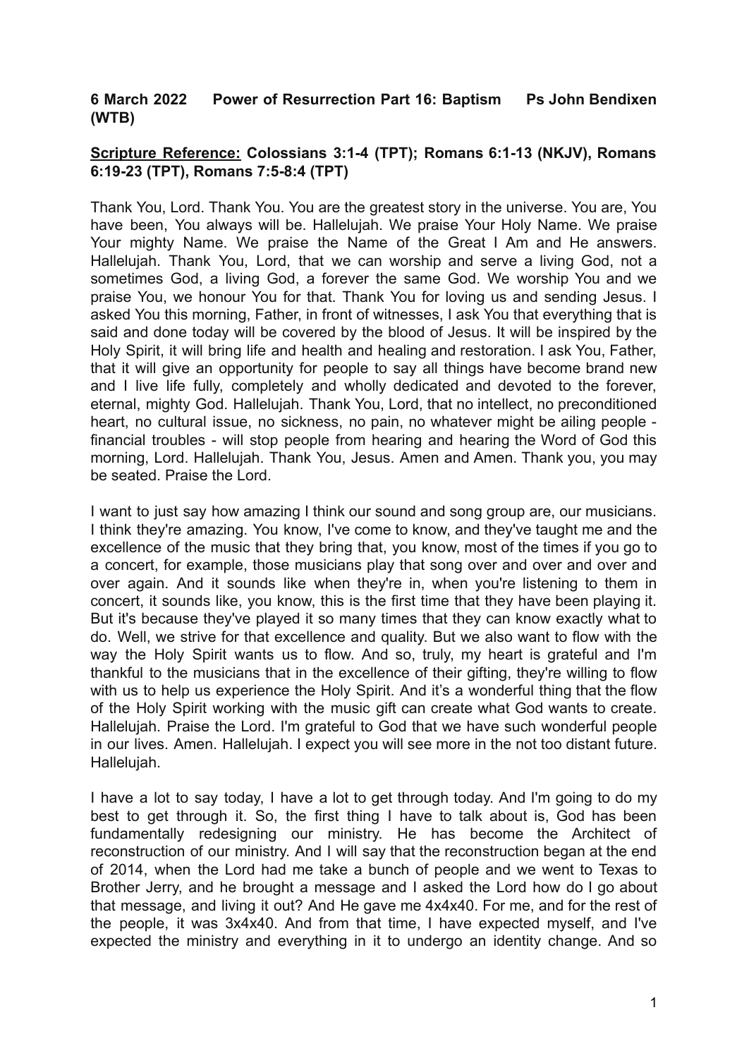**6 March 2022 Power of Resurrection Part 16: Baptism Ps John Bendixen (WTB)**

**<u>Scripture Reference:</u> Colossians 3:1-4 (TPT); Romans 6:1-13 (NKJV), Romans 6:19-23 (TPT), Romans 7:5-8:4 (TPT)**

Thank You, Lord. Thank You. You are the greatest story in the universe. You are, You have been, You always will be. Hallelujah. We praise Your Holy Name. We praise Your mighty Name. We praise the Name of the Great I Am and He answers. Hallelujah. Thank You, Lord, that we can worship and serve a living God, not a sometimes God, a living God, a forever the same God. We worship You and we praise You, we honour You for that. Thank You for loving us and sending Jesus. I asked You this morning, Father, in front of witnesses, I ask You that everything that is said and done today will be covered by the blood of Jesus. It will be inspired by the Holy Spirit, it will bring life and health and healing and restoration. I ask You, Father, that it will give an opportunity for people to say all things have become brand new and I live life fully, completely and wholly dedicated and devoted to the forever, eternal, mighty God. Hallelujah. Thank You, Lord, that no intellect, no preconditioned heart, no cultural issue, no sickness, no pain, no whatever might be ailing people - financial troubles - will stop people from hearing and hearing the Word of God this morning, Lord. Hallelujah. Thank You, Jesus. Amen and Amen. Thank you, you may be seated. Praise the Lord.

I want to just say how amazing I think our sound and song group are, our musicians. I think they're amazing. You know, I've come to know, and they've taught me and the excellence of the music that they bring that, you know, most of the times if you go to a concert, for example, those musicians play that song over and over and over and over again. And it sounds like when they're in, when you're listening to them in concert, it sounds like, you know, this is the first time that they have been playing it. But it's because they've played it so many times that they can know exactly what to do. Well, we strive for that excellence and quality. But we also want to flow with the way the Holy Spirit wants us to flow. And so, truly, my heart is grateful and I'm thankful to the musicians that in the excellence of their gifting, they're willing to flow with us to help us experience the Holy Spirit. And it's a wonderful thing that the flow of the Holy Spirit working with the music gift can create what God wants to create. Hallelujah. Praise the Lord. I'm grateful to God that we have such wonderful people in our lives. Amen. Hallelujah. I expect you will see more in the not too distant future. Hallelujah.

I have a lot to say today, I have a lot to get through today. And I'm going to do my best to get through it. So, the first thing I have to talk about is, God has been fundamentally redesigning our ministry. He has become the Architect of reconstruction of our ministry. And I will say that the reconstruction began at the end of 2014, when the Lord had me take a bunch of people and we went to Texas to Brother Jerry, and he brought a message and I asked the Lord how do I go about that message, and living it out? And He gave me 4x4x40. For me, and for the rest of the people, it was 3x4x40. And from that time, I have expected myself, and I've expected the ministry and everything in it to undergo an identity change. And so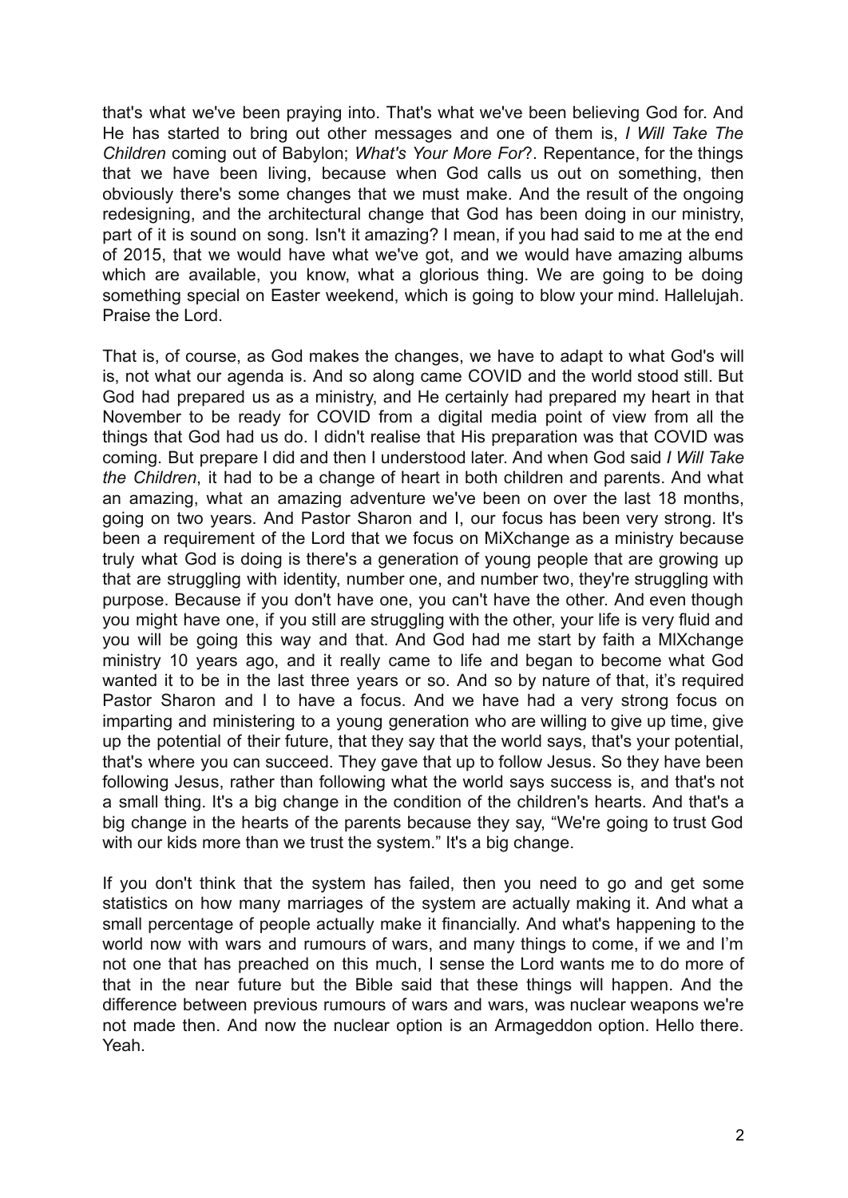that's what we've been praying into. That's what we've been believing God for. And He has started to bring out other messages and one of them is, *I Will Take The Children* coming out of Babylon; *What's Your More For*?. Repentance, for the things that we have been living, because when God calls us out on something, then obviously there's some changes that we must make. And the result of the ongoing redesigning, and the architectural change that God has been doing in our ministry, part of it is sound on song. Isn't it amazing? I mean, if you had said to me at the end of 2015, that we would have what we've got, and we would have amazing albums which are available, you know, what a glorious thing. We are going to be doing something special on Easter weekend, which is going to blow your mind. Hallelujah. Praise the Lord.

That is, of course, as God makes the changes, we have to adapt to what God's will is, not what our agenda is. And so along came COVID and the world stood still. But God had prepared us as a ministry, and He certainly had prepared my heart in that November to be ready for COVID from a digital media point of view from all the things that God had us do. I didn't realise that His preparation was that COVID was coming. But prepare I did and then I understood later. And when God said *I Will Take the Children*, it had to be a change of heart in both children and parents. And what an amazing, what an amazing adventure we've been on over the last 18 months, going on two years. And Pastor Sharon and I, our focus has been very strong. It's been a requirement of the Lord that we focus on MiXchange as a ministry because truly what God is doing is there's a generation of young people that are growing up that are struggling with identity, number one, and number two, they're struggling with purpose. Because if you don't have one, you can't have the other. And even though you might have one, if you still are struggling with the other, your life is very fluid and you will be going this way and that. And God had me start by faith a MIXchange ministry 10 years ago, and it really came to life and began to become what God wanted it to be in the last three years or so. And so by nature of that, it's required Pastor Sharon and I to have a focus. And we have had a very strong focus on imparting and ministering to a young generation who are willing to give up time, give up the potential of their future, that they say that the world says, that's your potential, that's where you can succeed. They gave that up to follow Jesus. So they have been following Jesus, rather than following what the world says success is, and that's not a small thing. It's a big change in the condition of the children's hearts. And that's a big change in the hearts of the parents because they say, "We're going to trust God with our kids more than we trust the system." It's a big change.

If you don't think that the system has failed, then you need to go and get some statistics on how many marriages of the system are actually making it. And what a small percentage of people actually make it financially. And what's happening to the world now with wars and rumours of wars, and many things to come, if we and I'm not one that has preached on this much, I sense the Lord wants me to do more of that in the near future but the Bible said that these things will happen. And the difference between previous rumours of wars and wars, was nuclear weapons we're not made then. And now the nuclear option is an Armageddon option. Hello there. Yeah.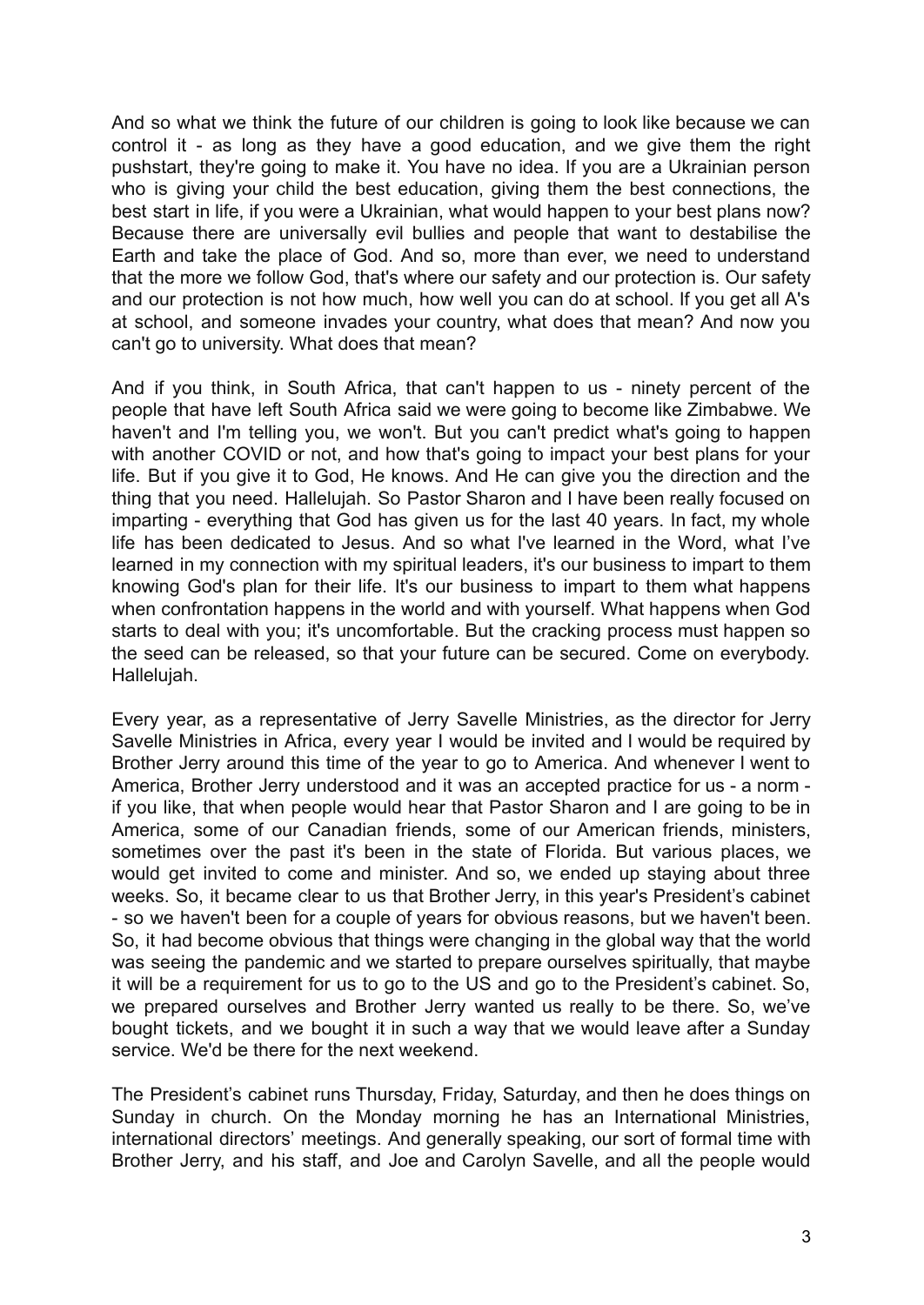And so what we think the future of our children is going to look like because we can control it - as long as they have a good education, and we give them the right pushstart, they're going to make it. You have no idea. If you are a Ukrainian person who is giving your child the best education, giving them the best connections, the best start in life, if you were a Ukrainian, what would happen to your best plans now? Because there are universally evil bullies and people that want to destabilise the Earth and take the place of God. And so, more than ever, we need to understand that the more we follow God, that's where our safety and our protection is. Our safety and our protection is not how much, how well you can do at school. If you get all A's at school, and someone invades your country, what does that mean? And now you can't go to university. What does that mean?

And if you think, in South Africa, that can't happen to us - ninety percent of the people that have left South Africa said we were going to become like Zimbabwe. We haven't and I'm telling you, we won't. But you can't predict what's going to happen with another COVID or not, and how that's going to impact your best plans for your life. But if you give it to God, He knows. And He can give you the direction and the thing that you need. Hallelujah. So Pastor Sharon and I have been really focused on imparting - everything that God has given us for the last 40 years. In fact, my whole life has been dedicated to Jesus. And so what I've learned in the Word, what I've learned in my connection with my spiritual leaders, it's our business to impart to them knowing God's plan for their life. It's our business to impart to them what happens when confrontation happens in the world and with yourself. What happens when God starts to deal with you; it's uncomfortable. But the cracking process must happen so the seed can be released, so that your future can be secured. Come on everybody. Hallelujah.

Every year, as a representative of Jerry Savelle Ministries, as the director for Jerry Savelle Ministries in Africa, every year I would be invited and I would be required by Brother Jerry around this time of the year to go to America. And whenever I went to America, Brother Jerry understood and it was an accepted practice for us - a norm - if you like, that when people would hear that Pastor Sharon and I are going to be in America, some of our Canadian friends, some of our American friends, ministers, sometimes over the past it's been in the state of Florida. But various places, we would get invited to come and minister. And so, we ended up staying about three weeks. So, it became clear to us that Brother Jerry, in this year's President's cabinet - so we haven't been for a couple of years for obvious reasons, but we haven't been. So, it had become obvious that things were changing in the global way that the world was seeing the pandemic and we started to prepare ourselves spiritually, that maybe it will be a requirement for us to go to the US and go to the President's cabinet. So, we prepared ourselves and Brother Jerry wanted us really to be there. So, we've bought tickets, and we bought it in such a way that we would leave after a Sunday service. We'd be there for the next weekend.

The President's cabinet runs Thursday, Friday, Saturday, and then he does things on Sunday in church. On the Monday morning he has an International Ministries, international directors' meetings. And generally speaking, our sort of formal time with Brother Jerry, and his staff, and Joe and Carolyn Savelle, and all the people would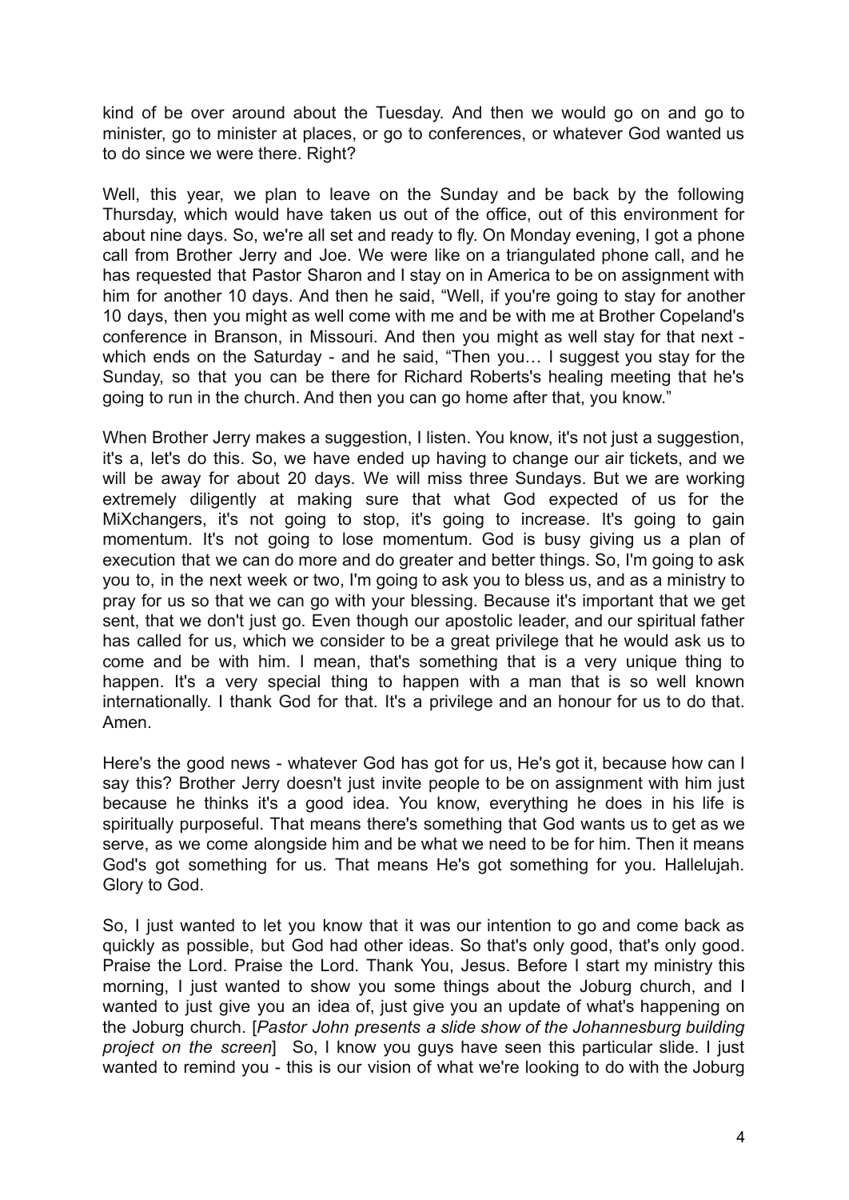kind of be over around about the Tuesday. And then we would go on and go to minister, go to minister at places, or go to conferences, or whatever God wanted us to do since we were there. Right?

Well, this year, we plan to leave on the Sunday and be back by the following Thursday, which would have taken us out of the office, out of this environment for about nine days. So, we're all set and ready to fly. On Monday evening, I got a phone call from Brother Jerry and Joe. We were like on a triangulated phone call, and he has requested that Pastor Sharon and I stay on in America to be on assignment with him for another 10 days. And then he said, "Well, if you're going to stay for another 10 days, then you might as well come with me and be with me at Brother Copeland's conference in Branson, in Missouri. And then you might as well stay for that next - which ends on the Saturday - and he said, "Then you… I suggest you stay for the Sunday, so that you can be there for Richard Roberts's healing meeting that he's going to run in the church. And then you can go home after that, you know."

When Brother Jerry makes a suggestion, I listen. You know, it's not just a suggestion, it's a, let's do this. So, we have ended up having to change our air tickets, and we will be away for about 20 days. We will miss three Sundays. But we are working extremely diligently at making sure that what God expected of us for the MiXchangers, it's not going to stop, it's going to increase. It's going to gain momentum. It's not going to lose momentum. God is busy giving us a plan of execution that we can do more and do greater and better things. So, I'm going to ask you to, in the next week or two, I'm going to ask you to bless us, and as a ministry to pray for us so that we can go with your blessing. Because it's important that we get sent, that we don't just go. Even though our apostolic leader, and our spiritual father has called for us, which we consider to be a great privilege that he would ask us to come and be with him. I mean, that's something that is a very unique thing to happen. It's a very special thing to happen with a man that is so well known internationally. I thank God for that. It's a privilege and an honour for us to do that. Amen.

Here's the good news - whatever God has got for us, He's got it, because how can I say this? Brother Jerry doesn't just invite people to be on assignment with him just because he thinks it's a good idea. You know, everything he does in his life is spiritually purposeful. That means there's something that God wants us to get as we serve, as we come alongside him and be what we need to be for him. Then it means God's got something for us. That means He's got something for you. Hallelujah. Glory to God.

So, I just wanted to let you know that it was our intention to go and come back as quickly as possible, but God had other ideas. So that's only good, that's only good. Praise the Lord. Praise the Lord. Thank You, Jesus. Before I start my ministry this morning, I just wanted to show you some things about the Joburg church, and I wanted to just give you an idea of, just give you an update of what's happening on the Joburg church. [*Pastor John presents a slide show of the Johannesburg building project on the screen*] So, I know you guys have seen this particular slide. I just wanted to remind you - this is our vision of what we're looking to do with the Joburg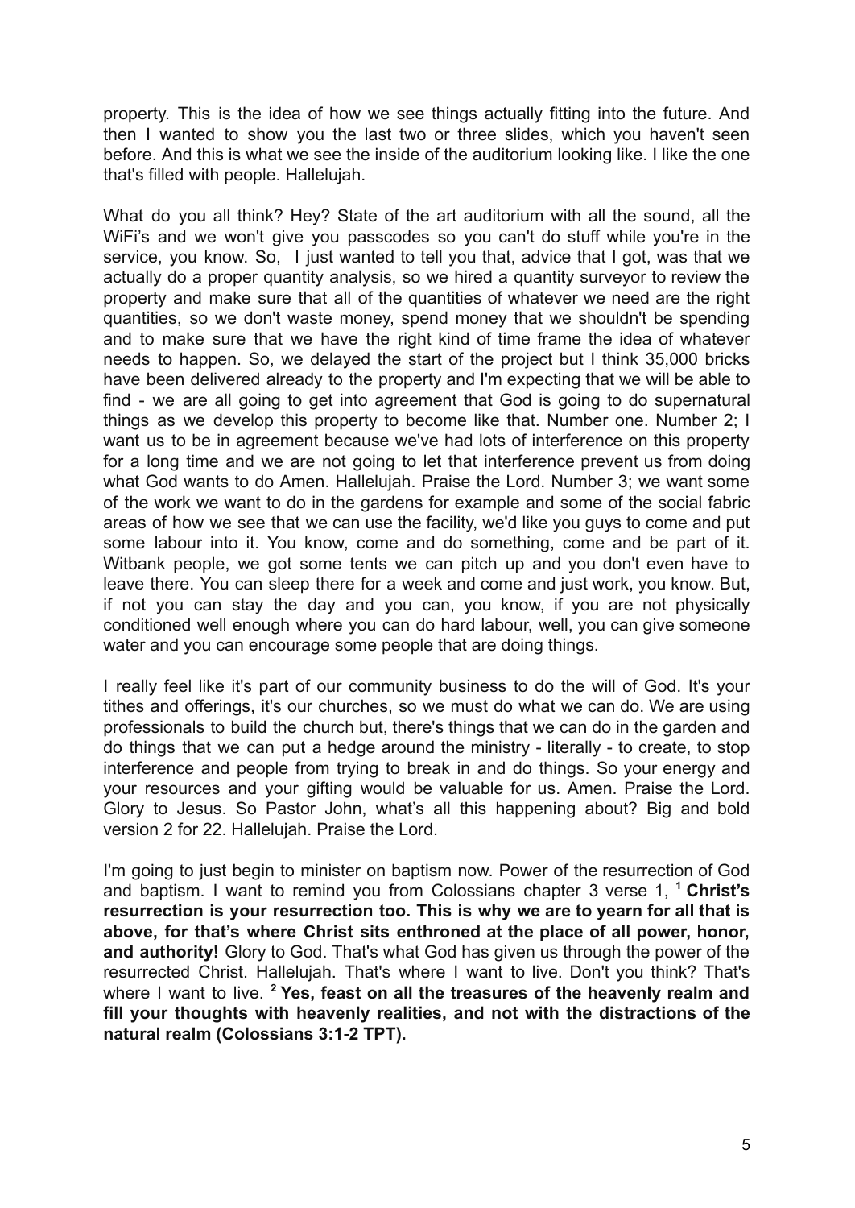property. This is the idea of how we see things actually fitting into the future. And then I wanted to show you the last two or three slides, which you haven't seen before. And this is what we see the inside of the auditorium looking like. I like the one that's filled with people. Hallelujah.

What do you all think? Hey? State of the art auditorium with all the sound, all the WiFi's and we won't give you passcodes so you can't do stuff while you're in the service, you know. So, I just wanted to tell you that, advice that I got, was that we actually do a proper quantity analysis, so we hired a quantity surveyor to review the property and make sure that all of the quantities of whatever we need are the right quantities, so we don't waste money, spend money that we shouldn't be spending and to make sure that we have the right kind of time frame the idea of whatever needs to happen. So, we delayed the start of the project but I think 35,000 bricks have been delivered already to the property and I'm expecting that we will be able to find - we are all going to get into agreement that God is going to do supernatural things as we develop this property to become like that. Number one. Number 2; I want us to be in agreement because we've had lots of interference on this property for a long time and we are not going to let that interference prevent us from doing what God wants to do Amen. Hallelujah. Praise the Lord. Number 3; we want some of the work we want to do in the gardens for example and some of the social fabric areas of how we see that we can use the facility, we'd like you guys to come and put some labour into it. You know, come and do something, come and be part of it. Witbank people, we got some tents we can pitch up and you don't even have to leave there. You can sleep there for a week and come and just work, you know. But, if not you can stay the day and you can, you know, if you are not physically conditioned well enough where you can do hard labour, well, you can give someone water and you can encourage some people that are doing things.

I really feel like it's part of our community business to do the will of God. It's your tithes and offerings, it's our churches, so we must do what we can do. We are using professionals to build the church but, there's things that we can do in the garden and do things that we can put a hedge around the ministry - literally - to create, to stop interference and people from trying to break in and do things. So your energy and your resources and your gifting would be valuable for us. Amen. Praise the Lord. Glory to Jesus. So Pastor John, what's all this happening about? Big and bold version 2 for 22. Hallelujah. Praise the Lord.

I'm going to just begin to minister on baptism now. Power of the resurrection of God and baptism. I want to remind you from Colossians chapter 3 verse 1, [1] **Christ's resurrection is your resurrection too. This is why we are to yearn for all that is above, for that's where Christ sits enthroned at the place of all power, honor, and authority!** Glory to God. That's what God has given us through the power of the resurrected Christ. Hallelujah. That's where I want to live. Don't you think? That's where I want to live. [2] **Yes, feast on all the treasures of the heavenly realm and fill your thoughts with heavenly realities, and not with the distractions of the natural realm (Colossians 3:1-2 TPT).**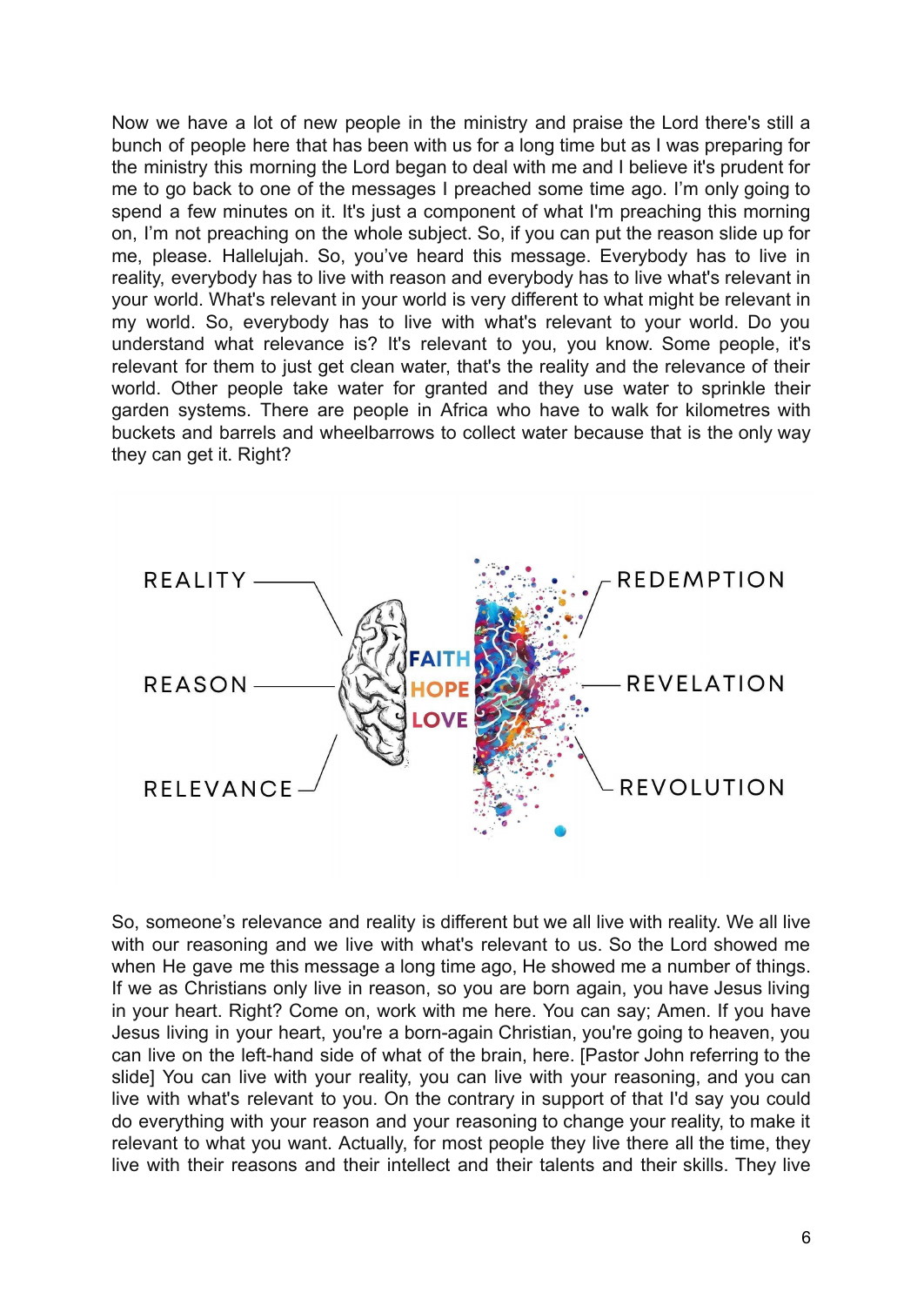Now we have a lot of new people in the ministry and praise the Lord there's still a bunch of people here that has been with us for a long time but as I was preparing for the ministry this morning the Lord began to deal with me and I believe it's prudent for me to go back to one of the messages I preached some time ago. I'm only going to spend a few minutes on it. It's just a component of what I'm preaching this morning on, I'm not preaching on the whole subject. So, if you can put the reason slide up for me, please. Hallelujah. So, you've heard this message. Everybody has to live in reality, everybody has to live with reason and everybody has to live what's relevant in your world. What's relevant in your world is very different to what might be relevant in my world. So, everybody has to live with what's relevant to your world. Do you understand what relevance is? It's relevant to you, you know. Some people, it's relevant for them to just get clean water, that's the reality and the relevance of their world. Other people take water for granted and they use water to sprinkle their garden systems. There are people in Africa who have to walk for kilometres with buckets and barrels and wheelbarrows to collect water because that is the only way they can get it. Right?

REALITY

REASON

RELEVANCE

FAITH

HOPE

LOVE

REDEMPTION

REVELATION

REVOLUTION

So, someone's relevance and reality is different but we all live with reality. We all live with our reasoning and we live with what's relevant to us. So the Lord showed me when He gave me this message a long time ago, He showed me a number of things. If we as Christians only live in reason, so you are born again, you have Jesus living in your heart. Right? Come on, work with me here. You can say; Amen. If you have Jesus living in your heart, you're a born-again Christian, you're going to heaven, you can live on the left-hand side of what of the brain, here. [Pastor John referring to the slide] You can live with your reality, you can live with your reasoning, and you can live with what's relevant to you. On the contrary in support of that I'd say you could do everything with your reason and your reasoning to change your reality, to make it relevant to what you want. Actually, for most people they live there all the time, they live with their reasons and their intellect and their talents and their skills. They live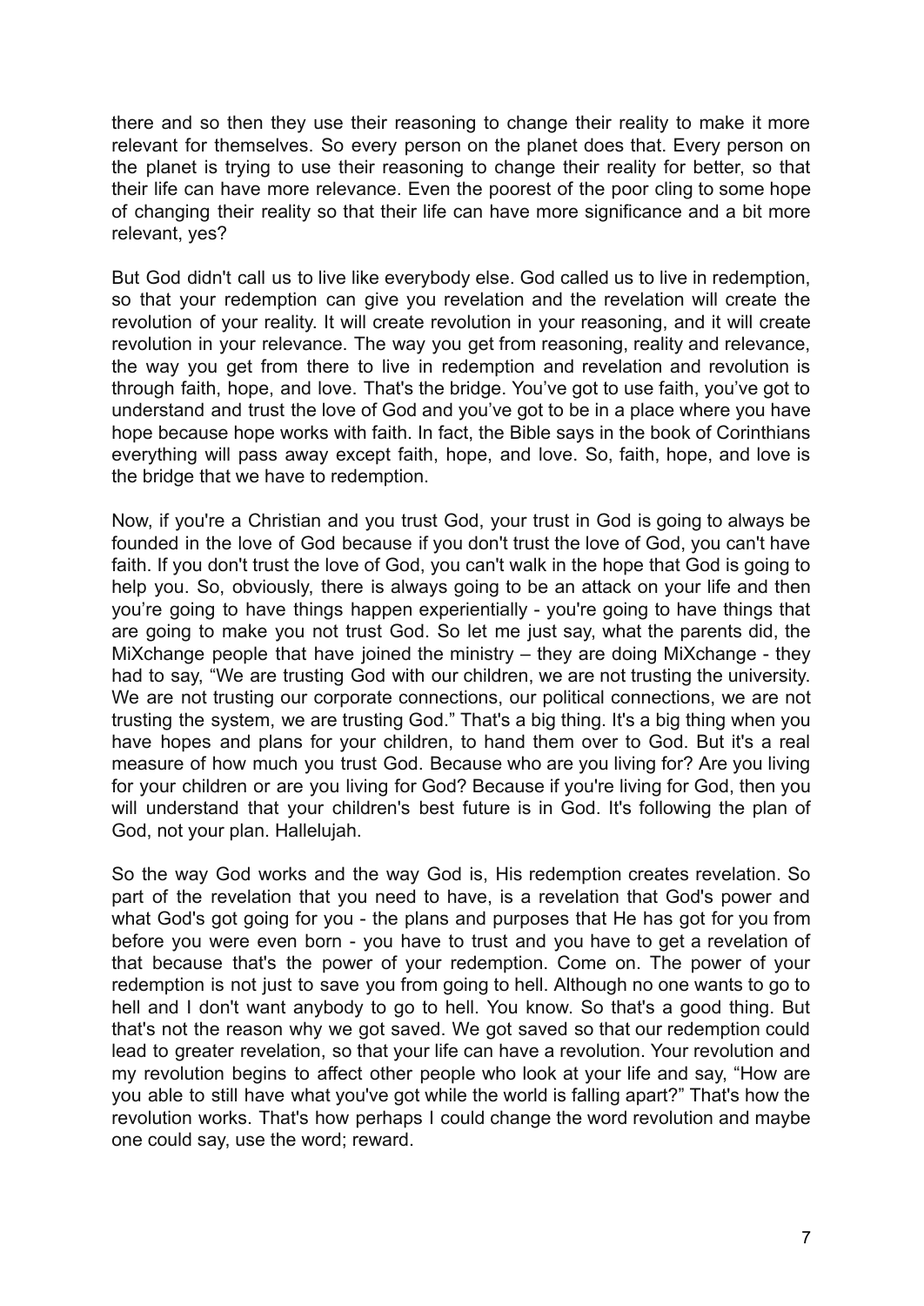there and so then they use their reasoning to change their reality to make it more relevant for themselves. So every person on the planet does that. Every person on the planet is trying to use their reasoning to change their reality for better, so that their life can have more relevance. Even the poorest of the poor cling to some hope of changing their reality so that their life can have more significance and a bit more relevant, yes?

But God didn't call us to live like everybody else. God called us to live in redemption, so that your redemption can give you revelation and the revelation will create the revolution of your reality. It will create revolution in your reasoning, and it will create revolution in your relevance. The way you get from reasoning, reality and relevance, the way you get from there to live in redemption and revelation and revolution is through faith, hope, and love. That's the bridge. You've got to use faith, you've got to understand and trust the love of God and you've got to be in a place where you have hope because hope works with faith. In fact, the Bible says in the book of Corinthians everything will pass away except faith, hope, and love. So, faith, hope, and love is the bridge that we have to redemption.

Now, if you're a Christian and you trust God, your trust in God is going to always be founded in the love of God because if you don't trust the love of God, you can't have faith. If you don't trust the love of God, you can't walk in the hope that God is going to help you. So, obviously, there is always going to be an attack on your life and then you're going to have things happen experientially - you're going to have things that are going to make you not trust God. So let me just say, what the parents did, the MiXchange people that have joined the ministry – they are doing MiXchange - they had to say, "We are trusting God with our children, we are not trusting the university. We are not trusting our corporate connections, our political connections, we are not trusting the system, we are trusting God." That's a big thing. It's a big thing when you have hopes and plans for your children, to hand them over to God. But it's a real measure of how much you trust God. Because who are you living for? Are you living for your children or are you living for God? Because if you're living for God, then you will understand that your children's best future is in God. It's following the plan of God, not your plan. Hallelujah.

So the way God works and the way God is, His redemption creates revelation. So part of the revelation that you need to have, is a revelation that God's power and what God's got going for you - the plans and purposes that He has got for you from before you were even born - you have to trust and you have to get a revelation of that because that's the power of your redemption. Come on. The power of your redemption is not just to save you from going to hell. Although no one wants to go to hell and I don't want anybody to go to hell. You know. So that's a good thing. But that's not the reason why we got saved. We got saved so that our redemption could lead to greater revelation, so that your life can have a revolution. Your revolution and my revolution begins to affect other people who look at your life and say, "How are you able to still have what you've got while the world is falling apart?" That's how the revolution works. That's how perhaps I could change the word revolution and maybe one could say, use the word; reward.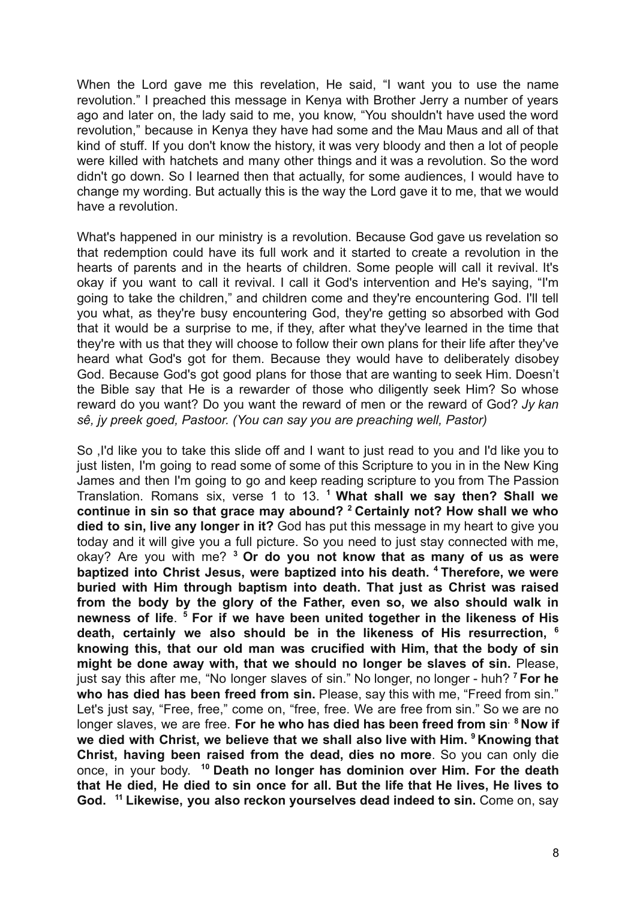When the Lord gave me this revelation, He said, "I want you to use the name revolution." I preached this message in Kenya with Brother Jerry a number of years ago and later on, the lady said to me, you know, "You shouldn't have used the word revolution," because in Kenya they have had some and the Mau Maus and all of that kind of stuff. If you don't know the history, it was very bloody and then a lot of people were killed with hatchets and many other things and it was a revolution. So the word didn't go down. So I learned then that actually, for some audiences, I would have to change my wording. But actually this is the way the Lord gave it to me, that we would have a revolution.

What's happened in our ministry is a revolution. Because God gave us revelation so that redemption could have its full work and it started to create a revolution in the hearts of parents and in the hearts of children. Some people will call it revival. It's okay if you want to call it revival. I call it God's intervention and He's saying, "I'm going to take the children," and children come and they're encountering God. I'll tell you what, as they're busy encountering God, they're getting so absorbed with God that it would be a surprise to me, if they, after what they've learned in the time that they're with us that they will choose to follow their own plans for their life after they've heard what God's got for them. Because they would have to deliberately disobey God. Because God's got good plans for those that are wanting to seek Him. Doesn't the Bible say that He is a rewarder of those who diligently seek Him? So whose reward do you want? Do you want the reward of men or the reward of God? *Jy kan sê, jy preek goed, Pastoor. (You can say you are preaching well, Pastor)*

So ,I'd like you to take this slide off and I want to just read to you and I'd like you to just listen, I'm going to read some of some of this Scripture to you in in the New King James and then I'm going to go and keep reading scripture to you from The Passion Translation. Romans six, verse 1 to 13. **[1] What shall we say then? Shall we continue in sin so that grace may abound? [2] Certainly not? How shall we who died to sin, live any longer in it?** God has put this message in my heart to give you today and it will give you a full picture. So you need to just stay connected with me, okay? Are you with me? **[3] Or do you not know that as many of us as were baptized into Christ Jesus, were baptized into his death. [4] Therefore, we were buried with Him through baptism into death. That just as Christ was raised from the body by the glory of the Father, even so, we also should walk in newness of life**. **[5] For if we have been united together in the likeness of His death, certainly we also should be in the likeness of His resurrection, [6] knowing this, that our old man was crucified with Him, that the body of sin might be done away with, that we should no longer be slaves of sin.** Please, just say this after me, "No longer slaves of sin." No longer, no longer - huh? **[7] For he who has died has been freed from sin.** Please, say this with me, "Freed from sin." Let's just say, "Free, free," come on, "free, free. We are free from sin." So we are no longer slaves, we are free. **For he who has died has been freed from sin. [8] Now if we died with Christ, we believe that we shall also live with Him. [9] Knowing that Christ, having been raised from the dead, dies no more**. So you can only die once, in your body. **[10] Death no longer has dominion over Him. For the death that He died, He died to sin once for all. But the life that He lives, He lives to God. [11] Likewise, you also reckon yourselves dead indeed to sin.** Come on, say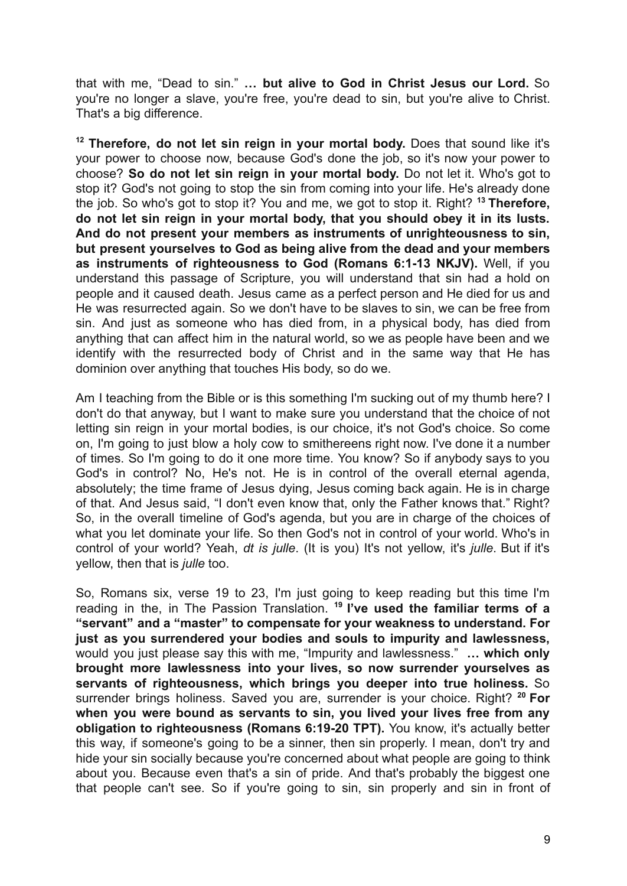that with me, "Dead to sin." **… but alive to God in Christ Jesus our Lord.** So you're no longer a slave, you're free, you're dead to sin, but you're alive to Christ. That's a big difference.

**[12] Therefore, do not let sin reign in your mortal body.** Does that sound like it's your power to choose now, because God's done the job, so it's now your power to choose? **So do not let sin reign in your mortal body.** Do not let it. Who's got to stop it? God's not going to stop the sin from coming into your life. He's already done the job. So who's got to stop it? You and me, we got to stop it. Right? **[13] Therefore, do not let sin reign in your mortal body, that you should obey it in its lusts. And do not present your members as instruments of unrighteousness to sin, but present yourselves to God as being alive from the dead and your members as instruments of righteousness to God (Romans 6:1-13 NKJV).** Well, if you understand this passage of Scripture, you will understand that sin had a hold on people and it caused death. Jesus came as a perfect person and He died for us and He was resurrected again. So we don't have to be slaves to sin, we can be free from sin. And just as someone who has died from, in a physical body, has died from anything that can affect him in the natural world, so we as people have been and we identify with the resurrected body of Christ and in the same way that He has dominion over anything that touches His body, so do we.

Am I teaching from the Bible or is this something I'm sucking out of my thumb here? I don't do that anyway, but I want to make sure you understand that the choice of not letting sin reign in your mortal bodies, is our choice, it's not God's choice. So come on, I'm going to just blow a holy cow to smithereens right now. I've done it a number of times. So I'm going to do it one more time. You know? So if anybody says to you God's in control? No, He's not. He is in control of the overall eternal agenda, absolutely; the time frame of Jesus dying, Jesus coming back again. He is in charge of that. And Jesus said, "I don't even know that, only the Father knows that." Right? So, in the overall timeline of God's agenda, but you are in charge of the choices of what you let dominate your life. So then God's not in control of your world. Who's in control of your world? Yeah, *dt is julle*. (It is you) It's not yellow, it's *julle*. But if it's yellow, then that is *julle* too.

So, Romans six, verse 19 to 23, I'm just going to keep reading but this time I'm reading in the, in The Passion Translation. **[19] I've used the familiar terms of a "servant" and a "master" to compensate for your weakness to understand. For just as you surrendered your bodies and souls to impurity and lawlessness,** would you just please say this with me, "Impurity and lawlessness." **… which only brought more lawlessness into your lives, so now surrender yourselves as servants of righteousness, which brings you deeper into true holiness.** So surrender brings holiness. Saved you are, surrender is your choice. Right? **[20] For when you were bound as servants to sin, you lived your lives free from any obligation to righteousness (Romans 6:19-20 TPT).** You know, it's actually better this way, if someone's going to be a sinner, then sin properly. I mean, don't try and hide your sin socially because you're concerned about what people are going to think about you. Because even that's a sin of pride. And that's probably the biggest one that people can't see. So if you're going to sin, sin properly and sin in front of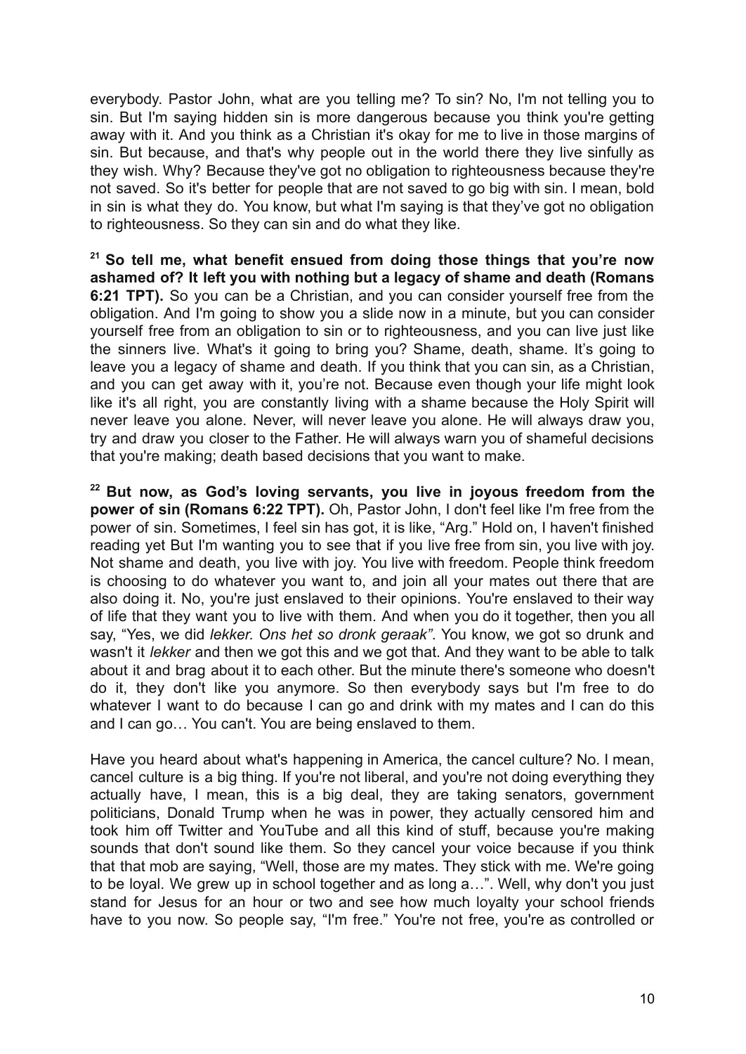everybody. Pastor John, what are you telling me? To sin? No, I'm not telling you to sin. But I'm saying hidden sin is more dangerous because you think you're getting away with it. And you think as a Christian it's okay for me to live in those margins of sin. But because, and that's why people out in the world there they live sinfully as they wish. Why? Because they've got no obligation to righteousness because they're not saved. So it's better for people that are not saved to go big with sin. I mean, bold in sin is what they do. You know, but what I'm saying is that they've got no obligation to righteousness. So they can sin and do what they like.

**[21] So tell me, what benefit ensued from doing those things that you're now ashamed of? It left you with nothing but a legacy of shame and death (Romans 6:21 TPT).** So you can be a Christian, and you can consider yourself free from the obligation. And I'm going to show you a slide now in a minute, but you can consider yourself free from an obligation to sin or to righteousness, and you can live just like the sinners live. What's it going to bring you? Shame, death, shame. It's going to leave you a legacy of shame and death. If you think that you can sin, as a Christian, and you can get away with it, you're not. Because even though your life might look like it's all right, you are constantly living with a shame because the Holy Spirit will never leave you alone. Never, will never leave you alone. He will always draw you, try and draw you closer to the Father. He will always warn you of shameful decisions that you're making; death based decisions that you want to make.

**[22] But now, as God's loving servants, you live in joyous freedom from the power of sin (Romans 6:22 TPT).** Oh, Pastor John, I don't feel like I'm free from the power of sin. Sometimes, I feel sin has got, it is like, "Arg." Hold on, I haven't finished reading yet But I'm wanting you to see that if you live free from sin, you live with joy. Not shame and death, you live with joy. You live with freedom. People think freedom is choosing to do whatever you want to, and join all your mates out there that are also doing it. No, you're just enslaved to their opinions. You're enslaved to their way of life that they want you to live with them. And when you do it together, then you all say, "Yes, we did *lekker. Ons het so dronk geraak"*. You know, we got so drunk and wasn't it *lekker* and then we got this and we got that. And they want to be able to talk about it and brag about it to each other. But the minute there's someone who doesn't do it, they don't like you anymore. So then everybody says but I'm free to do whatever I want to do because I can go and drink with my mates and I can do this and I can go… You can't. You are being enslaved to them.

Have you heard about what's happening in America, the cancel culture? No. I mean, cancel culture is a big thing. If you're not liberal, and you're not doing everything they actually have, I mean, this is a big deal, they are taking senators, government politicians, Donald Trump when he was in power, they actually censored him and took him off Twitter and YouTube and all this kind of stuff, because you're making sounds that don't sound like them. So they cancel your voice because if you think that that mob are saying, "Well, those are my mates. They stick with me. We're going to be loyal. We grew up in school together and as long a…". Well, why don't you just stand for Jesus for an hour or two and see how much loyalty your school friends have to you now. So people say, "I'm free." You're not free, you're as controlled or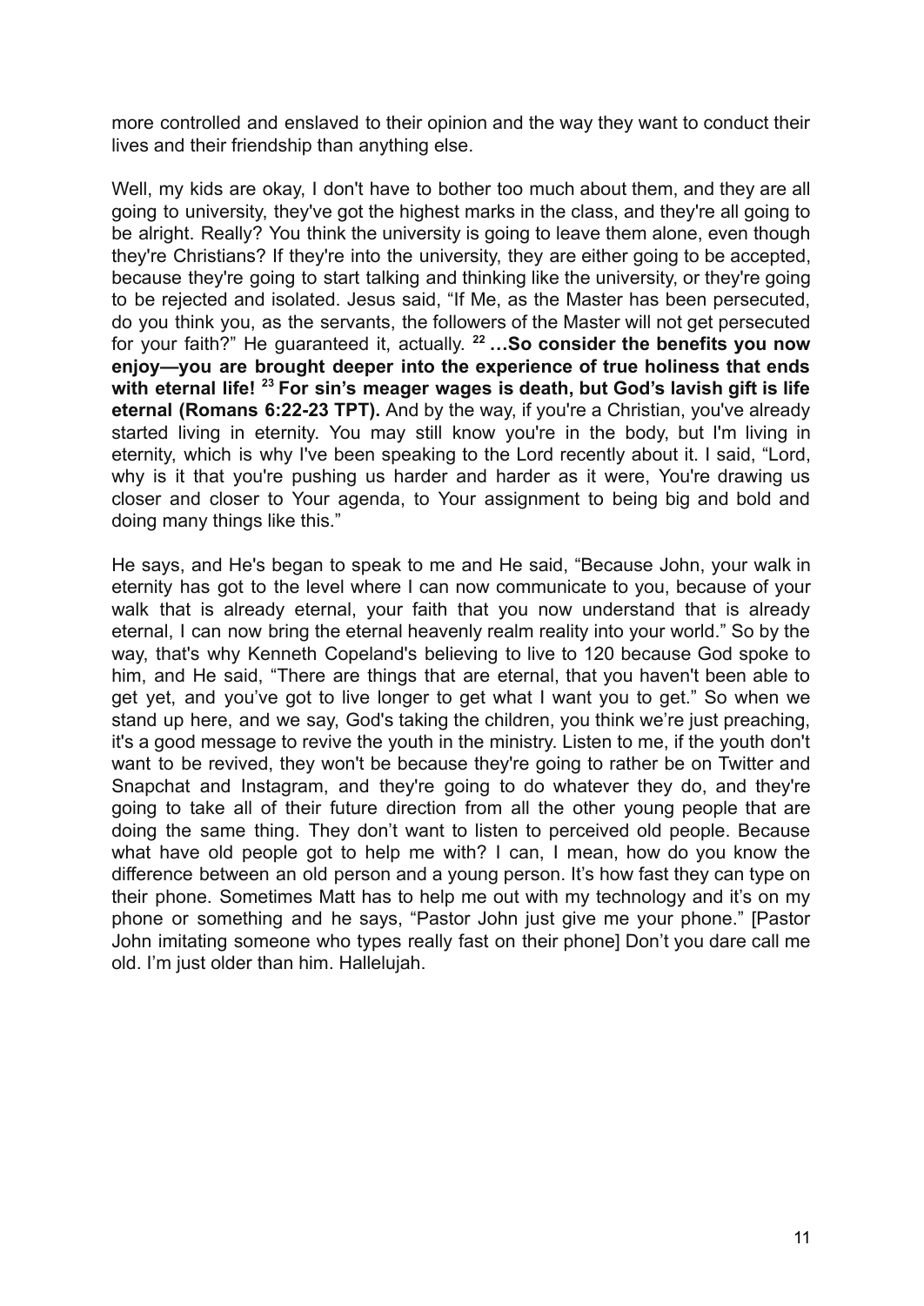more controlled and enslaved to their opinion and the way they want to conduct their lives and their friendship than anything else.

Well, my kids are okay, I don't have to bother too much about them, and they are all going to university, they've got the highest marks in the class, and they're all going to be alright. Really? You think the university is going to leave them alone, even though they're Christians? If they're into the university, they are either going to be accepted, because they're going to start talking and thinking like the university, or they're going to be rejected and isolated. Jesus said, "If Me, as the Master has been persecuted, do you think you, as the servants, the followers of the Master will not get persecuted for your faith?" He guaranteed it, actually. **[22] …So consider the benefits you now enjoy—you are brought deeper into the experience of true holiness that ends with eternal life! [23] For sin's meager wages is death, but God's lavish gift is life eternal (Romans 6:22-23 TPT).** And by the way, if you're a Christian, you've already started living in eternity. You may still know you're in the body, but I'm living in eternity, which is why I've been speaking to the Lord recently about it. I said, "Lord, why is it that you're pushing us harder and harder as it were, You're drawing us closer and closer to Your agenda, to Your assignment to being big and bold and doing many things like this."

He says, and He's began to speak to me and He said, "Because John, your walk in eternity has got to the level where I can now communicate to you, because of your walk that is already eternal, your faith that you now understand that is already eternal, I can now bring the eternal heavenly realm reality into your world." So by the way, that's why Kenneth Copeland's believing to live to 120 because God spoke to him, and He said, "There are things that are eternal, that you haven't been able to get yet, and you've got to live longer to get what I want you to get." So when we stand up here, and we say, God's taking the children, you think we're just preaching, it's a good message to revive the youth in the ministry. Listen to me, if the youth don't want to be revived, they won't be because they're going to rather be on Twitter and Snapchat and Instagram, and they're going to do whatever they do, and they're going to take all of their future direction from all the other young people that are doing the same thing. They don't want to listen to perceived old people. Because what have old people got to help me with? I can, I mean, how do you know the difference between an old person and a young person. It's how fast they can type on their phone. Sometimes Matt has to help me out with my technology and it's on my phone or something and he says, "Pastor John just give me your phone." [Pastor John imitating someone who types really fast on their phone] Don't you dare call me old. I'm just older than him. Hallelujah.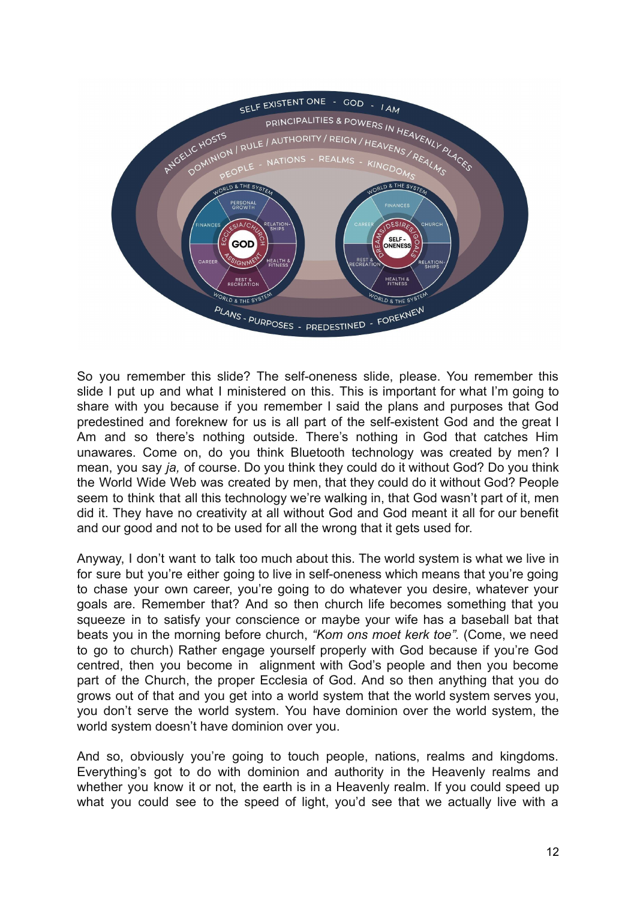SELF EXISTENT ONE - GOD - I AM

PRINCIPALITIES & POWERS IN HEAVENLY PLACES

ANGELIC HOSTS

DOMINION / RULE / AUTHORITY / REIGN / HEAVENS / REALMS

PEOPLE - NATIONS - REALMS - KINGDOMS

WORLD & THE SYSTEM

PERSONAL GROWTH

RELATIONSHIPS

FINANCES

ECCLESIA/CHURCH

GOD

ASSIGNMENT

CAREER

HEALTH & FITNESS

REST & RECREATION

WORLD & THE SYSTEM

WORLD & THE SYSTEM

FINANCES

CAREER

CHURCH

DREAMS/DESIRES/GOALS

SELF-ONENESS

REST & RECREATION

RELATIONSHIPS

HEALTH & FITNESS

WORLD & THE SYSTEM

PLANS - PURPOSES - PREDESTINED - FOREKNEW

So you remember this slide? The self-oneness slide, please. You remember this slide I put up and what I ministered on this. This is important for what I'm going to share with you because if you remember I said the plans and purposes that God predestined and foreknew for us is all part of the self-existent God and the great I Am and so there's nothing outside. There's nothing in God that catches Him unawares. Come on, do you think Bluetooth technology was created by men? I mean, you say *ja,* of course. Do you think they could do it without God? Do you think the World Wide Web was created by men, that they could do it without God? People seem to think that all this technology we're walking in, that God wasn't part of it, men did it. They have no creativity at all without God and God meant it all for our benefit and our good and not to be used for all the wrong that it gets used for.

Anyway, I don't want to talk too much about this. The world system is what we live in for sure but you're either going to live in self-oneness which means that you're going to chase your own career, you're going to do whatever you desire, whatever your goals are. Remember that? And so then church life becomes something that you squeeze in to satisfy your conscience or maybe your wife has a baseball bat that beats you in the morning before church, *"Kom ons moet kerk toe".* (Come, we need to go to church) Rather engage yourself properly with God because if you're God centred, then you become in alignment with God's people and then you become part of the Church, the proper Ecclesia of God. And so then anything that you do grows out of that and you get into a world system that the world system serves you, you don't serve the world system. You have dominion over the world system, the world system doesn't have dominion over you.

And so, obviously you're going to touch people, nations, realms and kingdoms. Everything's got to do with dominion and authority in the Heavenly realms and whether you know it or not, the earth is in a Heavenly realm. If you could speed up what you could see to the speed of light, you'd see that we actually live with a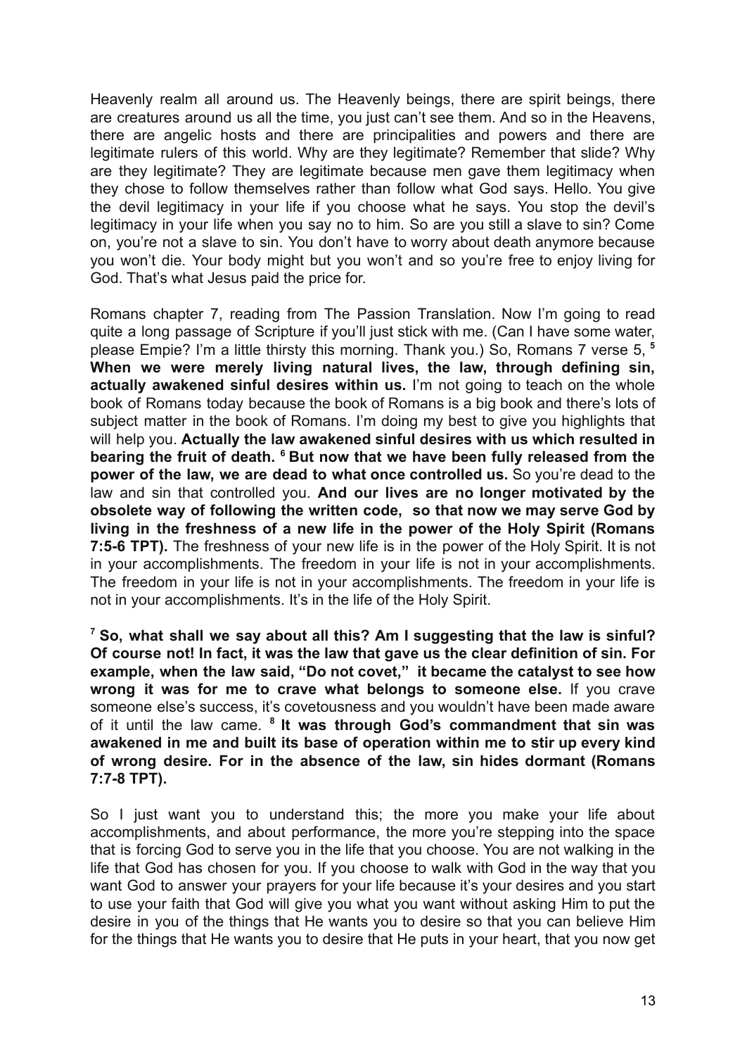Heavenly realm all around us. The Heavenly beings, there are spirit beings, there are creatures around us all the time, you just can't see them. And so in the Heavens, there are angelic hosts and there are principalities and powers and there are legitimate rulers of this world. Why are they legitimate? Remember that slide? Why are they legitimate? They are legitimate because men gave them legitimacy when they chose to follow themselves rather than follow what God says. Hello. You give the devil legitimacy in your life if you choose what he says. You stop the devil's legitimacy in your life when you say no to him. So are you still a slave to sin? Come on, you're not a slave to sin. You don't have to worry about death anymore because you won't die. Your body might but you won't and so you're free to enjoy living for God. That's what Jesus paid the price for.

Romans chapter 7, reading from The Passion Translation. Now I'm going to read quite a long passage of Scripture if you'll just stick with me. (Can I have some water, please Empie? I'm a little thirsty this morning. Thank you.) So, Romans 7 verse 5, [5] **When we were merely living natural lives, the law, through defining sin, actually awakened sinful desires within us.** I'm not going to teach on the whole book of Romans today because the book of Romans is a big book and there's lots of subject matter in the book of Romans. I'm doing my best to give you highlights that will help you. **Actually the law awakened sinful desires with us which resulted in bearing the fruit of death. [6] But now that we have been fully released from the power of the law, we are dead to what once controlled us.** So you're dead to the law and sin that controlled you. **And our lives are no longer motivated by the obsolete way of following the written code, so that now we may serve God by living in the freshness of a new life in the power of the Holy Spirit (Romans 7:5-6 TPT).** The freshness of your new life is in the power of the Holy Spirit. It is not in your accomplishments. The freedom in your life is not in your accomplishments. The freedom in your life is not in your accomplishments. The freedom in your life is not in your accomplishments. It's in the life of the Holy Spirit.

**[7] So, what shall we say about all this? Am I suggesting that the law is sinful? Of course not! In fact, it was the law that gave us the clear definition of sin. For example, when the law said, "Do not covet," it became the catalyst to see how wrong it was for me to crave what belongs to someone else.** If you crave someone else's success, it's covetousness and you wouldn't have been made aware of it until the law came. **[8] It was through God's commandment that sin was awakened in me and built its base of operation within me to stir up every kind of wrong desire. For in the absence of the law, sin hides dormant (Romans 7:7-8 TPT).**

So I just want you to understand this; the more you make your life about accomplishments, and about performance, the more you're stepping into the space that is forcing God to serve you in the life that you choose. You are not walking in the life that God has chosen for you. If you choose to walk with God in the way that you want God to answer your prayers for your life because it's your desires and you start to use your faith that God will give you what you want without asking Him to put the desire in you of the things that He wants you to desire so that you can believe Him for the things that He wants you to desire that He puts in your heart, that you now get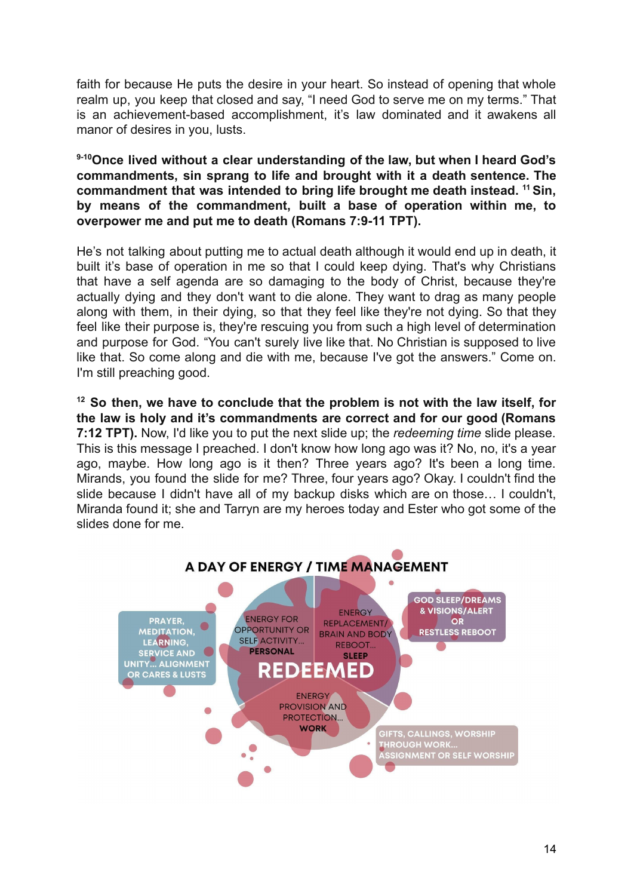faith for because He puts the desire in your heart. So instead of opening that whole realm up, you keep that closed and say, "I need God to serve me on my terms." That is an achievement-based accomplishment, it's law dominated and it awakens all manor of desires in you, lusts.

**[9-10]Once lived without a clear understanding of the law, but when I heard God's commandments, sin sprang to life and brought with it a death sentence. The commandment that was intended to bring life brought me death instead. [11] Sin, by means of the commandment, built a base of operation within me, to overpower me and put me to death (Romans 7:9-11 TPT).**

He's not talking about putting me to actual death although it would end up in death, it built it's base of operation in me so that I could keep dying. That's why Christians that have a self agenda are so damaging to the body of Christ, because they're actually dying and they don't want to die alone. They want to drag as many people along with them, in their dying, so that they feel like they're not dying. So that they feel like their purpose is, they're rescuing you from such a high level of determination and purpose for God. "You can't surely live like that. No Christian is supposed to live like that. So come along and die with me, because I've got the answers." Come on. I'm still preaching good.

**[12] So then, we have to conclude that the problem is not with the law itself, for the law is holy and it's commandments are correct and for our good (Romans 7:12 TPT).** Now, I'd like you to put the next slide up; the *redeeming time* slide please. This is this message I preached. I don't know how long ago was it? No, no, it's a year ago, maybe. How long ago is it then? Three years ago? It's been a long time. Mirands, you found the slide for me? Three, four years ago? Okay. I couldn't find the slide because I didn't have all of my backup disks which are on those… I couldn't, Miranda found it; she and Tarryn are my heroes today and Ester who got some of the slides done for me.

A DAY OF ENERGY / TIME MANAGEMENT

PRAYER, MEDITATION, LEARNING, SERVICE AND UNITY... ALIGNMENT OR CARES & LUSTS

ENERGY FOR OPPORTUNITY OR SELF ACTIVITY... PERSONAL

ENERGY REPLACEMENT/ BRAIN AND BODY REBOOT... SLEEP

GOD SLEEP/DREAMS & VISIONS/ALERT OR RESTLESS REBOOT

REDEEMED

ENERGY PROVISION AND PROTECTION... WORK

GIFTS, CALLINGS, WORSHIP THROUGH WORK... ASSIGNMENT OR SELF WORSHIP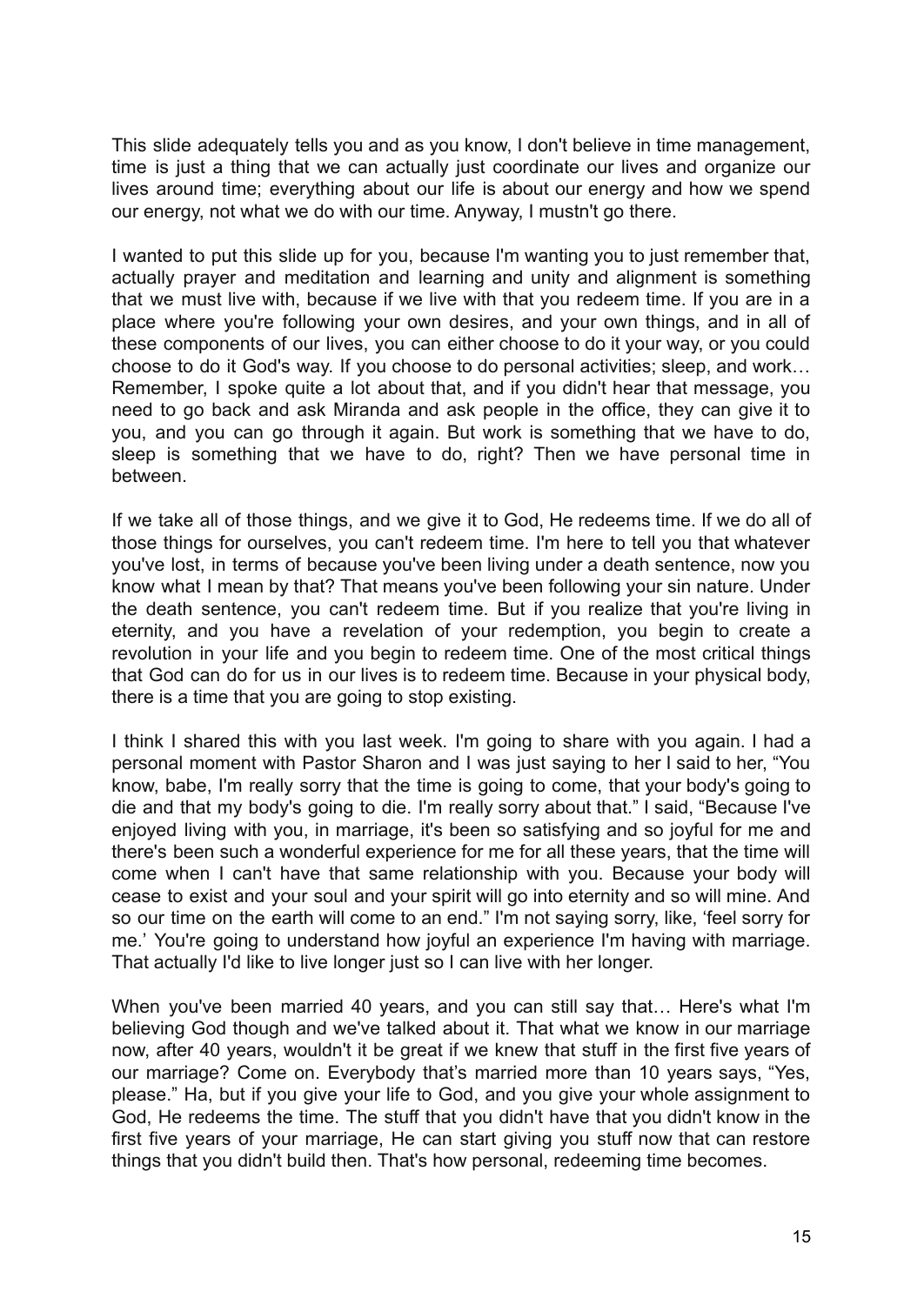This slide adequately tells you and as you know, I don't believe in time management, time is just a thing that we can actually just coordinate our lives and organize our lives around time; everything about our life is about our energy and how we spend our energy, not what we do with our time. Anyway, I mustn't go there.

I wanted to put this slide up for you, because I'm wanting you to just remember that, actually prayer and meditation and learning and unity and alignment is something that we must live with, because if we live with that you redeem time. If you are in a place where you're following your own desires, and your own things, and in all of these components of our lives, you can either choose to do it your way, or you could choose to do it God's way. If you choose to do personal activities; sleep, and work… Remember, I spoke quite a lot about that, and if you didn't hear that message, you need to go back and ask Miranda and ask people in the office, they can give it to you, and you can go through it again. But work is something that we have to do, sleep is something that we have to do, right? Then we have personal time in between.

If we take all of those things, and we give it to God, He redeems time. If we do all of those things for ourselves, you can't redeem time. I'm here to tell you that whatever you've lost, in terms of because you've been living under a death sentence, now you know what I mean by that? That means you've been following your sin nature. Under the death sentence, you can't redeem time. But if you realize that you're living in eternity, and you have a revelation of your redemption, you begin to create a revolution in your life and you begin to redeem time. One of the most critical things that God can do for us in our lives is to redeem time. Because in your physical body, there is a time that you are going to stop existing.

I think I shared this with you last week. I'm going to share with you again. I had a personal moment with Pastor Sharon and I was just saying to her I said to her, "You know, babe, I'm really sorry that the time is going to come, that your body's going to die and that my body's going to die. I'm really sorry about that." I said, "Because I've enjoyed living with you, in marriage, it's been so satisfying and so joyful for me and there's been such a wonderful experience for me for all these years, that the time will come when I can't have that same relationship with you. Because your body will cease to exist and your soul and your spirit will go into eternity and so will mine. And so our time on the earth will come to an end." I'm not saying sorry, like, 'feel sorry for me.' You're going to understand how joyful an experience I'm having with marriage. That actually I'd like to live longer just so I can live with her longer.

When you've been married 40 years, and you can still say that… Here's what I'm believing God though and we've talked about it. That what we know in our marriage now, after 40 years, wouldn't it be great if we knew that stuff in the first five years of our marriage? Come on. Everybody that's married more than 10 years says, "Yes, please." Ha, but if you give your life to God, and you give your whole assignment to God, He redeems the time. The stuff that you didn't have that you didn't know in the first five years of your marriage, He can start giving you stuff now that can restore things that you didn't build then. That's how personal, redeeming time becomes.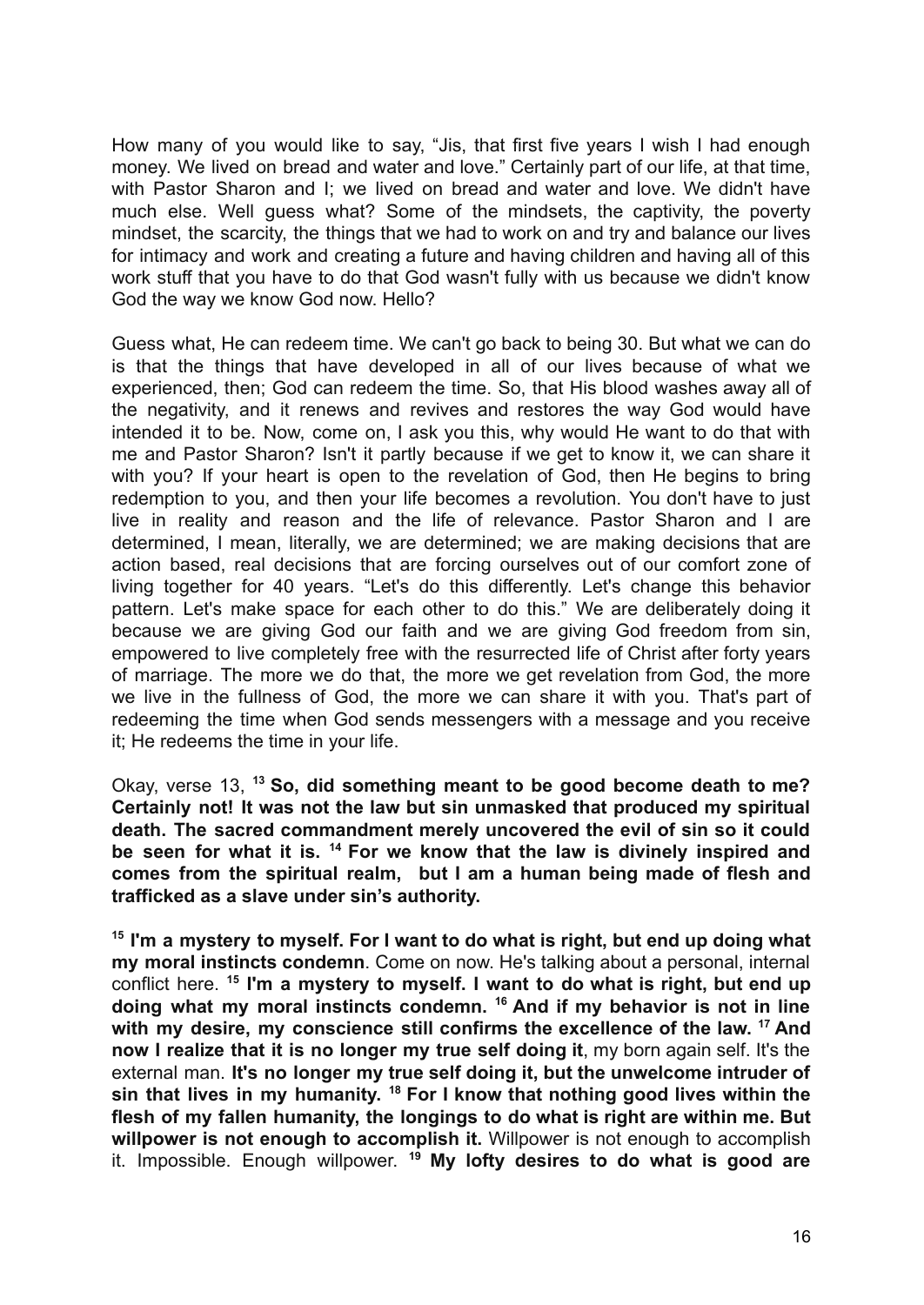How many of you would like to say, "Jis, that first five years I wish I had enough money. We lived on bread and water and love." Certainly part of our life, at that time, with Pastor Sharon and I; we lived on bread and water and love. We didn't have much else. Well guess what? Some of the mindsets, the captivity, the poverty mindset, the scarcity, the things that we had to work on and try and balance our lives for intimacy and work and creating a future and having children and having all of this work stuff that you have to do that God wasn't fully with us because we didn't know God the way we know God now. Hello?

Guess what, He can redeem time. We can't go back to being 30. But what we can do is that the things that have developed in all of our lives because of what we experienced, then; God can redeem the time. So, that His blood washes away all of the negativity, and it renews and revives and restores the way God would have intended it to be. Now, come on, I ask you this, why would He want to do that with me and Pastor Sharon? Isn't it partly because if we get to know it, we can share it with you? If your heart is open to the revelation of God, then He begins to bring redemption to you, and then your life becomes a revolution. You don't have to just live in reality and reason and the life of relevance. Pastor Sharon and I are determined, I mean, literally, we are determined; we are making decisions that are action based, real decisions that are forcing ourselves out of our comfort zone of living together for 40 years. "Let's do this differently. Let's change this behavior pattern. Let's make space for each other to do this." We are deliberately doing it because we are giving God our faith and we are giving God freedom from sin, empowered to live completely free with the resurrected life of Christ after forty years of marriage. The more we do that, the more we get revelation from God, the more we live in the fullness of God, the more we can share it with you. That's part of redeeming the time when God sends messengers with a message and you receive it; He redeems the time in your life.

Okay, verse 13, [13] **So, did something meant to be good become death to me? Certainly not! It was not the law but sin unmasked that produced my spiritual death. The sacred commandment merely uncovered the evil of sin so it could be seen for what it is.** [14] **For we know that the law is divinely inspired and comes from the spiritual realm, but I am a human being made of flesh and trafficked as a slave under sin's authority.**

[15] **I'm a mystery to myself. For I want to do what is right, but end up doing what my moral instincts condemn**. Come on now. He's talking about a personal, internal conflict here. [15] **I'm a mystery to myself. I want to do what is right, but end up doing what my moral instincts condemn.** [16] **And if my behavior is not in line with my desire, my conscience still confirms the excellence of the law.** [17] **And now I realize that it is no longer my true self doing it**, my born again self. It's the external man. **It's no longer my true self doing it, but the unwelcome intruder of sin that lives in my humanity.** [18] **For I know that nothing good lives within the flesh of my fallen humanity, the longings to do what is right are within me. But willpower is not enough to accomplish it.** Willpower is not enough to accomplish it. Impossible. Enough willpower. [19] **My lofty desires to do what is good are**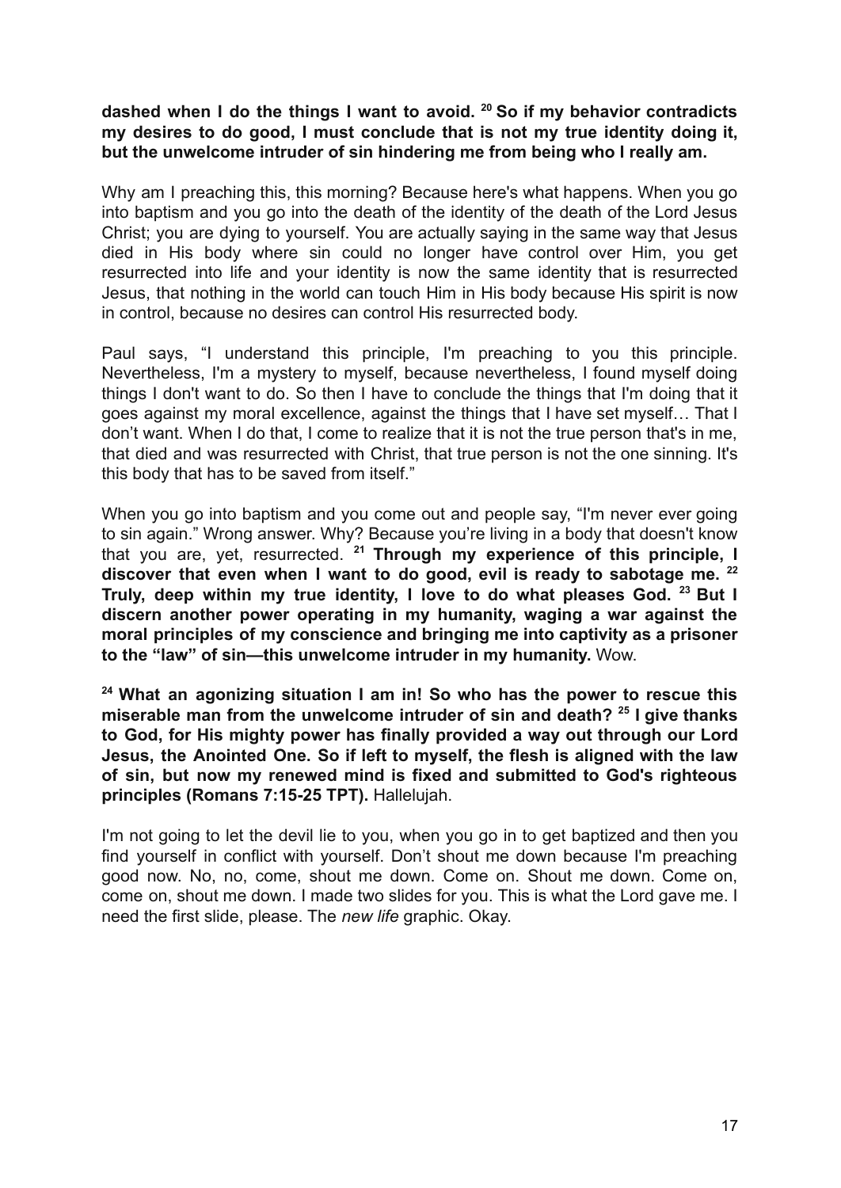**dashed when I do the things I want to avoid. [20] So if my behavior contradicts my desires to do good, I must conclude that is not my true identity doing it, but the unwelcome intruder of sin hindering me from being who I really am.**

Why am I preaching this, this morning? Because here's what happens. When you go into baptism and you go into the death of the identity of the death of the Lord Jesus Christ; you are dying to yourself. You are actually saying in the same way that Jesus died in His body where sin could no longer have control over Him, you get resurrected into life and your identity is now the same identity that is resurrected Jesus, that nothing in the world can touch Him in His body because His spirit is now in control, because no desires can control His resurrected body.

Paul says, "I understand this principle, I'm preaching to you this principle. Nevertheless, I'm a mystery to myself, because nevertheless, I found myself doing things I don't want to do. So then I have to conclude the things that I'm doing that it goes against my moral excellence, against the things that I have set myself… That I don't want. When I do that, I come to realize that it is not the true person that's in me, that died and was resurrected with Christ, that true person is not the one sinning. It's this body that has to be saved from itself."

When you go into baptism and you come out and people say, "I'm never ever going to sin again." Wrong answer. Why? Because you're living in a body that doesn't know that you are, yet, resurrected. **[21] Through my experience of this principle, I discover that even when I want to do good, evil is ready to sabotage me. [22] Truly, deep within my true identity, I love to do what pleases God. [23] But I discern another power operating in my humanity, waging a war against the moral principles of my conscience and bringing me into captivity as a prisoner to the "law" of sin—this unwelcome intruder in my humanity.** Wow.

**[24] What an agonizing situation I am in! So who has the power to rescue this miserable man from the unwelcome intruder of sin and death? [25] I give thanks to God, for His mighty power has finally provided a way out through our Lord Jesus, the Anointed One. So if left to myself, the flesh is aligned with the law of sin, but now my renewed mind is fixed and submitted to God's righteous principles (Romans 7:15-25 TPT).** Hallelujah.

I'm not going to let the devil lie to you, when you go in to get baptized and then you find yourself in conflict with yourself. Don't shout me down because I'm preaching good now. No, no, come, shout me down. Come on. Shout me down. Come on, come on, shout me down. I made two slides for you. This is what the Lord gave me. I need the first slide, please. The *new life* graphic. Okay.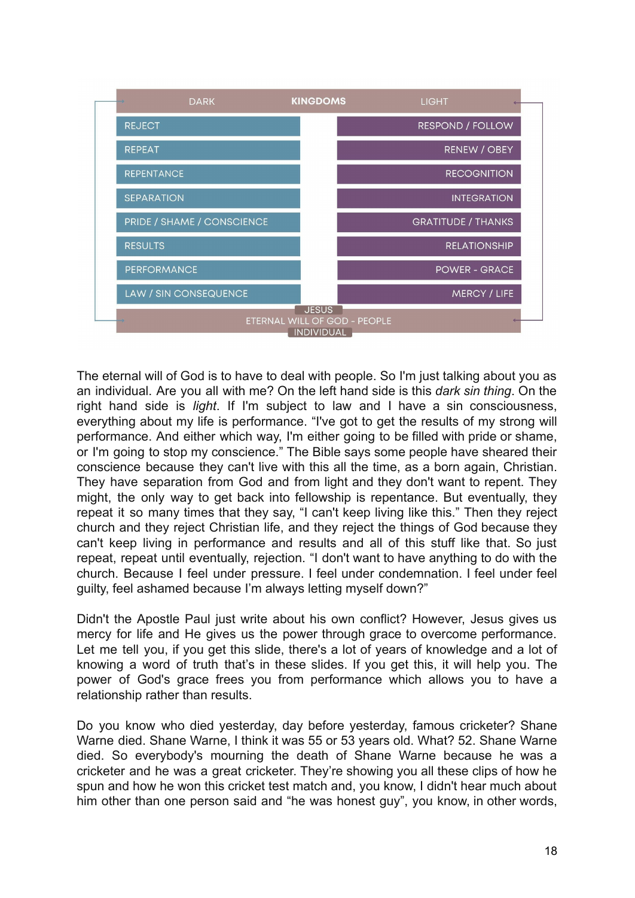**KINGDOMS**

| DARK | LIGHT |
|---|---|
| REJECT | RESPOND / FOLLOW |
| REPEAT | RENEW / OBEY |
| REPENTANCE | RECOGNITION |
| SEPARATION | INTEGRATION |
| PRIDE / SHAME / CONSCIENCE | GRATITUDE / THANKS |
| RESULTS | RELATIONSHIP |
| PERFORMANCE | POWER - GRACE |
| LAW / SIN CONSEQUENCE | MERCY / LIFE |

JESUS
ETERNAL WILL OF GOD - PEOPLE
INDIVIDUAL

The eternal will of God is to have to deal with people. So I'm just talking about you as an individual. Are you all with me? On the left hand side is this *dark sin thing*. On the right hand side is *light*. If I'm subject to law and I have a sin consciousness, everything about my life is performance. "I've got to get the results of my strong will performance. And either which way, I'm either going to be filled with pride or shame, or I'm going to stop my conscience." The Bible says some people have sheared their conscience because they can't live with this all the time, as a born again, Christian. They have separation from God and from light and they don't want to repent. They might, the only way to get back into fellowship is repentance. But eventually, they repeat it so many times that they say, "I can't keep living like this." Then they reject church and they reject Christian life, and they reject the things of God because they can't keep living in performance and results and all of this stuff like that. So just repeat, repeat until eventually, rejection. "I don't want to have anything to do with the church. Because I feel under pressure. I feel under condemnation. I feel under feel guilty, feel ashamed because I'm always letting myself down?"

Didn't the Apostle Paul just write about his own conflict? However, Jesus gives us mercy for life and He gives us the power through grace to overcome performance. Let me tell you, if you get this slide, there's a lot of years of knowledge and a lot of knowing a word of truth that's in these slides. If you get this, it will help you. The power of God's grace frees you from performance which allows you to have a relationship rather than results.

Do you know who died yesterday, day before yesterday, famous cricketer? Shane Warne died. Shane Warne, I think it was 55 or 53 years old. What? 52. Shane Warne died. So everybody's mourning the death of Shane Warne because he was a cricketer and he was a great cricketer. They're showing you all these clips of how he spun and how he won this cricket test match and, you know, I didn't hear much about him other than one person said and "he was honest guy", you know, in other words,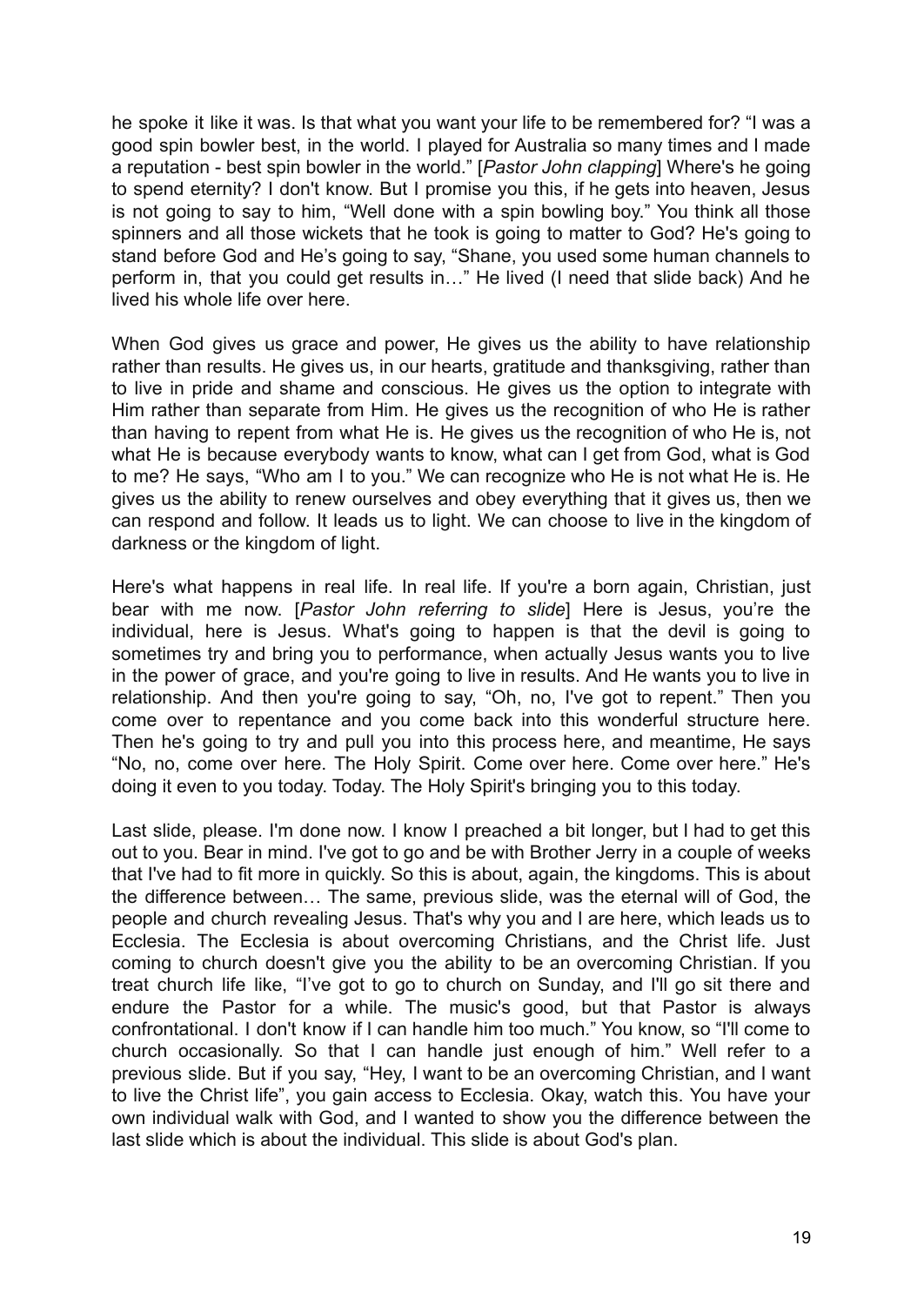he spoke it like it was. Is that what you want your life to be remembered for? "I was a good spin bowler best, in the world. I played for Australia so many times and I made a reputation - best spin bowler in the world." [*Pastor John clapping*] Where's he going to spend eternity? I don't know. But I promise you this, if he gets into heaven, Jesus is not going to say to him, "Well done with a spin bowling boy." You think all those spinners and all those wickets that he took is going to matter to God? He's going to stand before God and He's going to say, "Shane, you used some human channels to perform in, that you could get results in…" He lived (I need that slide back) And he lived his whole life over here.

When God gives us grace and power, He gives us the ability to have relationship rather than results. He gives us, in our hearts, gratitude and thanksgiving, rather than to live in pride and shame and conscious. He gives us the option to integrate with Him rather than separate from Him. He gives us the recognition of who He is rather than having to repent from what He is. He gives us the recognition of who He is, not what He is because everybody wants to know, what can I get from God, what is God to me? He says, "Who am I to you." We can recognize who He is not what He is. He gives us the ability to renew ourselves and obey everything that it gives us, then we can respond and follow. It leads us to light. We can choose to live in the kingdom of darkness or the kingdom of light.

Here's what happens in real life. In real life. If you're a born again, Christian, just bear with me now. [*Pastor John referring to slide*] Here is Jesus, you're the individual, here is Jesus. What's going to happen is that the devil is going to sometimes try and bring you to performance, when actually Jesus wants you to live in the power of grace, and you're going to live in results. And He wants you to live in relationship. And then you're going to say, "Oh, no, I've got to repent." Then you come over to repentance and you come back into this wonderful structure here. Then he's going to try and pull you into this process here, and meantime, He says "No, no, come over here. The Holy Spirit. Come over here. Come over here." He's doing it even to you today. Today. The Holy Spirit's bringing you to this today.

Last slide, please. I'm done now. I know I preached a bit longer, but I had to get this out to you. Bear in mind. I've got to go and be with Brother Jerry in a couple of weeks that I've had to fit more in quickly. So this is about, again, the kingdoms. This is about the difference between… The same, previous slide, was the eternal will of God, the people and church revealing Jesus. That's why you and I are here, which leads us to Ecclesia. The Ecclesia is about overcoming Christians, and the Christ life. Just coming to church doesn't give you the ability to be an overcoming Christian. If you treat church life like, "I've got to go to church on Sunday, and I'll go sit there and endure the Pastor for a while. The music's good, but that Pastor is always confrontational. I don't know if I can handle him too much." You know, so "I'll come to church occasionally. So that I can handle just enough of him." Well refer to a previous slide. But if you say, "Hey, I want to be an overcoming Christian, and I want to live the Christ life", you gain access to Ecclesia. Okay, watch this. You have your own individual walk with God, and I wanted to show you the difference between the last slide which is about the individual. This slide is about God's plan.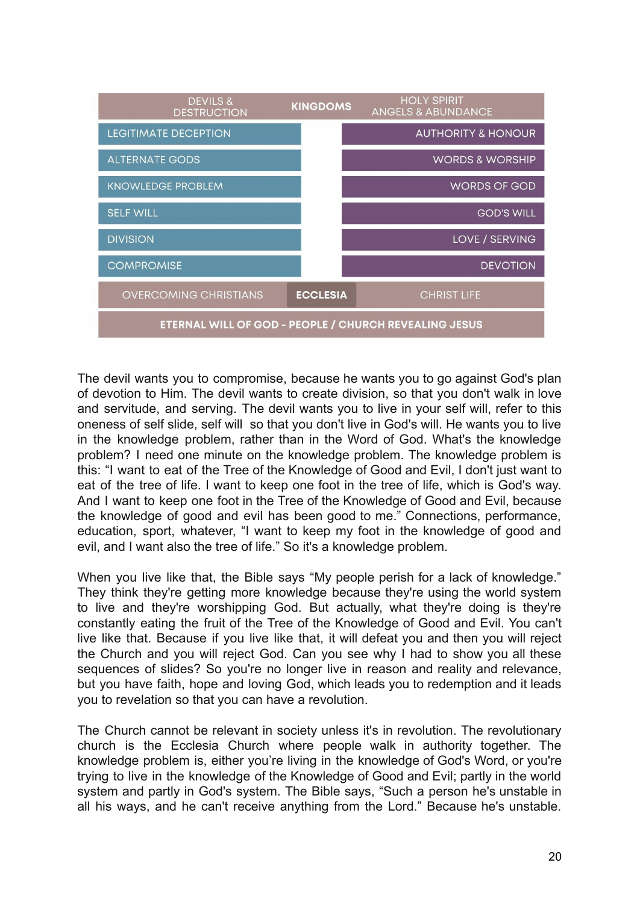| DEVILS & DESTRUCTION | KINGDOMS | HOLY SPIRIT ANGELS & ABUNDANCE |
| --- | --- | --- |
| LEGITIMATE DECEPTION | | AUTHORITY & HONOUR |
| ALTERNATE GODS | | WORDS & WORSHIP |
| KNOWLEDGE PROBLEM | | WORDS OF GOD |
| SELF WILL | | GOD'S WILL |
| DIVISION | | LOVE / SERVING |
| COMPROMISE | | DEVOTION |
| OVERCOMING CHRISTIANS | **ECCLESIA** | CHRIST LIFE |
| **ETERNAL WILL OF GOD - PEOPLE / CHURCH REVEALING JESUS** | | |

The devil wants you to compromise, because he wants you to go against God's plan of devotion to Him. The devil wants to create division, so that you don't walk in love and servitude, and serving. The devil wants you to live in your self will, refer to this oneness of self slide, self will so that you don't live in God's will. He wants you to live in the knowledge problem, rather than in the Word of God. What's the knowledge problem? I need one minute on the knowledge problem. The knowledge problem is this: "I want to eat of the Tree of the Knowledge of Good and Evil, I don't just want to eat of the tree of life. I want to keep one foot in the tree of life, which is God's way. And I want to keep one foot in the Tree of the Knowledge of Good and Evil, because the knowledge of good and evil has been good to me." Connections, performance, education, sport, whatever, "I want to keep my foot in the knowledge of good and evil, and I want also the tree of life." So it's a knowledge problem.

When you live like that, the Bible says "My people perish for a lack of knowledge." They think they're getting more knowledge because they're using the world system to live and they're worshipping God. But actually, what they're doing is they're constantly eating the fruit of the Tree of the Knowledge of Good and Evil. You can't live like that. Because if you live like that, it will defeat you and then you will reject the Church and you will reject God. Can you see why I had to show you all these sequences of slides? So you're no longer live in reason and reality and relevance, but you have faith, hope and loving God, which leads you to redemption and it leads you to revelation so that you can have a revolution.

The Church cannot be relevant in society unless it's in revolution. The revolutionary church is the Ecclesia Church where people walk in authority together. The knowledge problem is, either you're living in the knowledge of God's Word, or you're trying to live in the knowledge of the Knowledge of Good and Evil; partly in the world system and partly in God's system. The Bible says, "Such a person he's unstable in all his ways, and he can't receive anything from the Lord." Because he's unstable.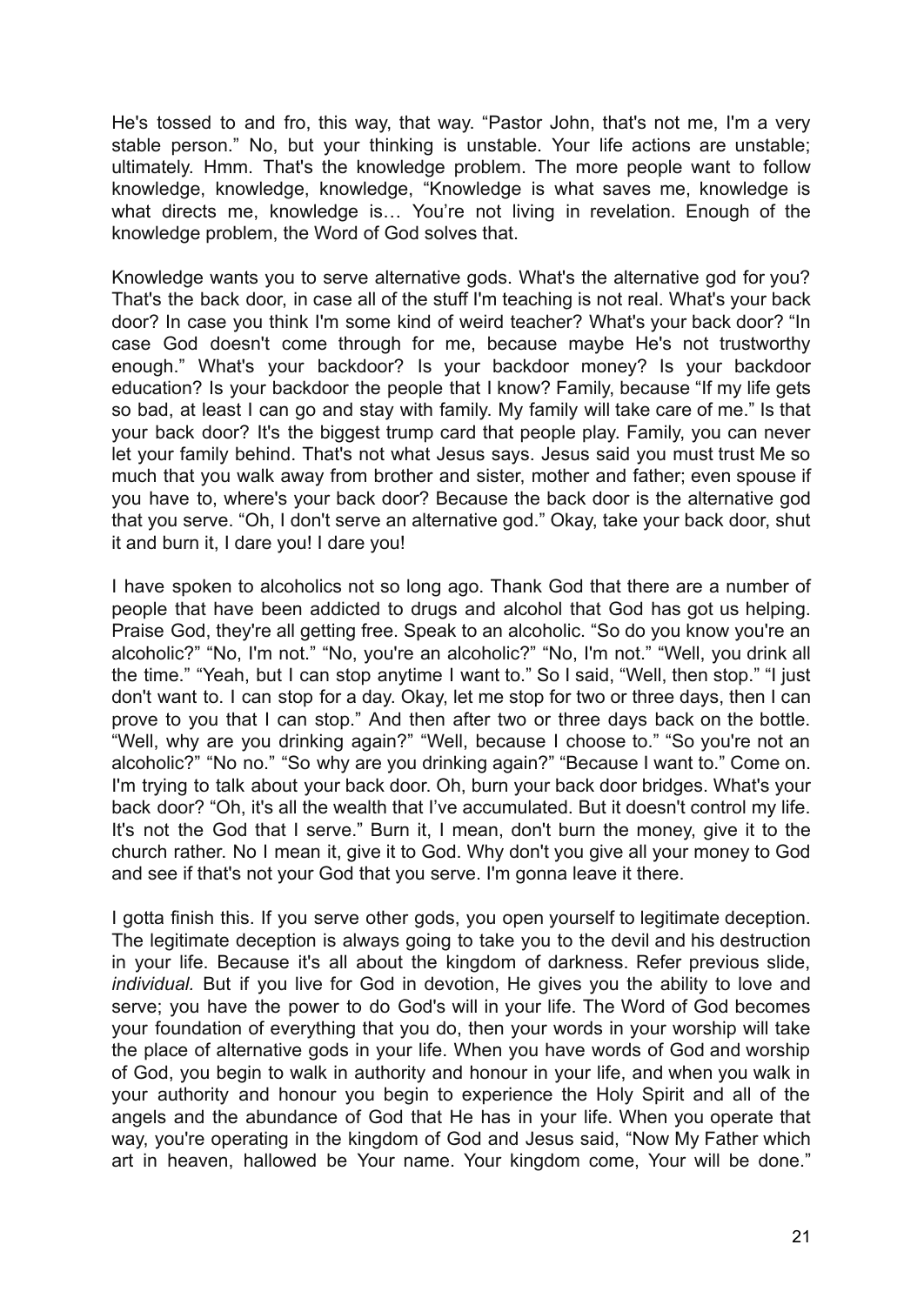He's tossed to and fro, this way, that way. "Pastor John, that's not me, I'm a very stable person." No, but your thinking is unstable. Your life actions are unstable; ultimately. Hmm. That's the knowledge problem. The more people want to follow knowledge, knowledge, knowledge, "Knowledge is what saves me, knowledge is what directs me, knowledge is… You're not living in revelation. Enough of the knowledge problem, the Word of God solves that.

Knowledge wants you to serve alternative gods. What's the alternative god for you? That's the back door, in case all of the stuff I'm teaching is not real. What's your back door? In case you think I'm some kind of weird teacher? What's your back door? "In case God doesn't come through for me, because maybe He's not trustworthy enough." What's your backdoor? Is your backdoor money? Is your backdoor education? Is your backdoor the people that I know? Family, because "If my life gets so bad, at least I can go and stay with family. My family will take care of me." Is that your back door? It's the biggest trump card that people play. Family, you can never let your family behind. That's not what Jesus says. Jesus said you must trust Me so much that you walk away from brother and sister, mother and father; even spouse if you have to, where's your back door? Because the back door is the alternative god that you serve. "Oh, I don't serve an alternative god." Okay, take your back door, shut it and burn it, I dare you! I dare you!

I have spoken to alcoholics not so long ago. Thank God that there are a number of people that have been addicted to drugs and alcohol that God has got us helping. Praise God, they're all getting free. Speak to an alcoholic. "So do you know you're an alcoholic?" "No, I'm not." "No, you're an alcoholic?" "No, I'm not." "Well, you drink all the time." "Yeah, but I can stop anytime I want to." So I said, "Well, then stop." "I just don't want to. I can stop for a day. Okay, let me stop for two or three days, then I can prove to you that I can stop." And then after two or three days back on the bottle. "Well, why are you drinking again?" "Well, because I choose to." "So you're not an alcoholic?" "No no." "So why are you drinking again?" "Because I want to." Come on. I'm trying to talk about your back door. Oh, burn your back door bridges. What's your back door? "Oh, it's all the wealth that I've accumulated. But it doesn't control my life. It's not the God that I serve." Burn it, I mean, don't burn the money, give it to the church rather. No I mean it, give it to God. Why don't you give all your money to God and see if that's not your God that you serve. I'm gonna leave it there.

I gotta finish this. If you serve other gods, you open yourself to legitimate deception. The legitimate deception is always going to take you to the devil and his destruction in your life. Because it's all about the kingdom of darkness. Refer previous slide, *individual.* But if you live for God in devotion, He gives you the ability to love and serve; you have the power to do God's will in your life. The Word of God becomes your foundation of everything that you do, then your words in your worship will take the place of alternative gods in your life. When you have words of God and worship of God, you begin to walk in authority and honour in your life, and when you walk in your authority and honour you begin to experience the Holy Spirit and all of the angels and the abundance of God that He has in your life. When you operate that way, you're operating in the kingdom of God and Jesus said, "Now My Father which art in heaven, hallowed be Your name. Your kingdom come, Your will be done."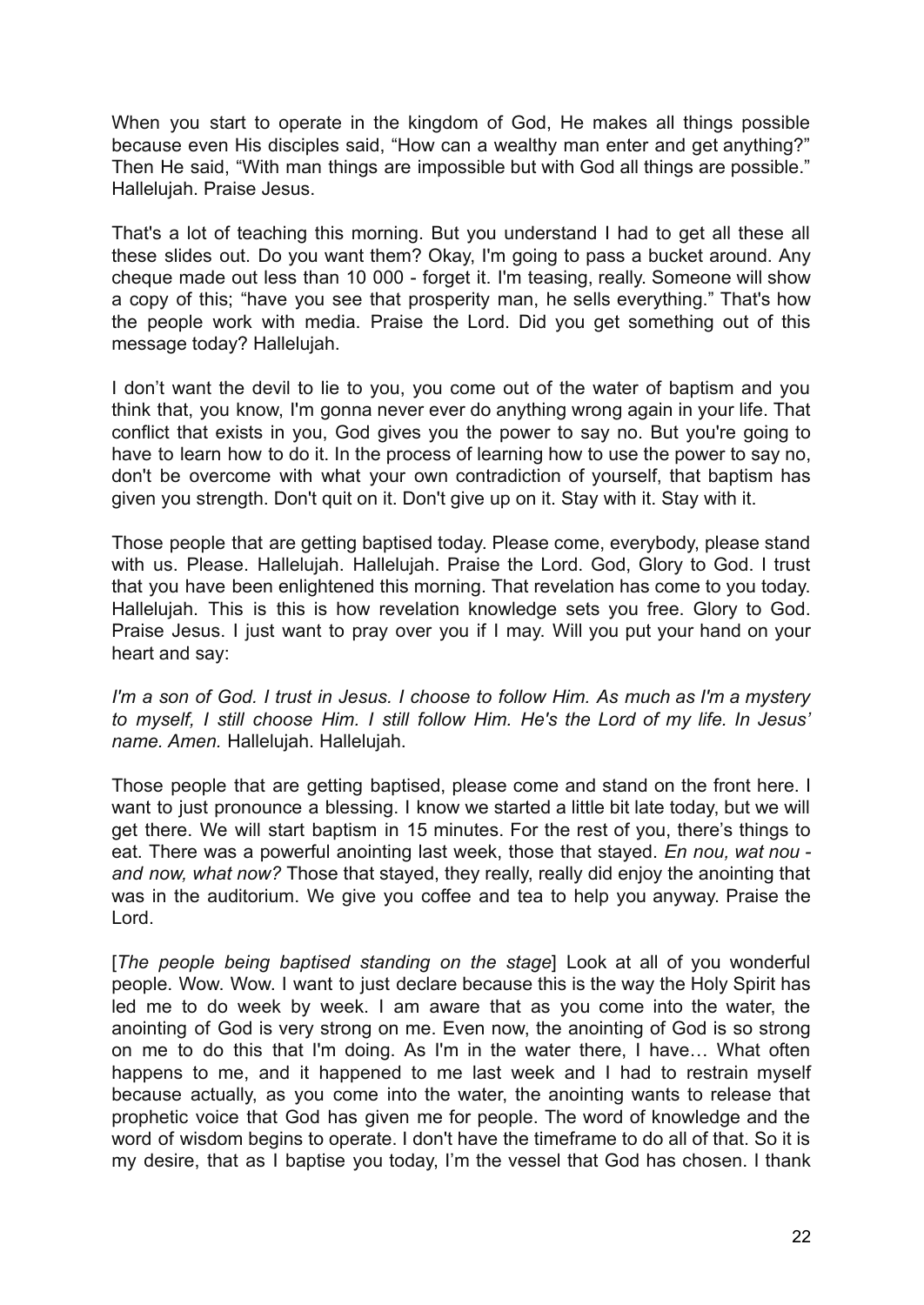When you start to operate in the kingdom of God, He makes all things possible because even His disciples said, "How can a wealthy man enter and get anything?" Then He said, "With man things are impossible but with God all things are possible." Hallelujah. Praise Jesus.

That's a lot of teaching this morning. But you understand I had to get all these all these slides out. Do you want them? Okay, I'm going to pass a bucket around. Any cheque made out less than 10 000 - forget it. I'm teasing, really. Someone will show a copy of this; "have you see that prosperity man, he sells everything." That's how the people work with media. Praise the Lord. Did you get something out of this message today? Hallelujah.

I don't want the devil to lie to you, you come out of the water of baptism and you think that, you know, I'm gonna never ever do anything wrong again in your life. That conflict that exists in you, God gives you the power to say no. But you're going to have to learn how to do it. In the process of learning how to use the power to say no, don't be overcome with what your own contradiction of yourself, that baptism has given you strength. Don't quit on it. Don't give up on it. Stay with it. Stay with it.

Those people that are getting baptised today. Please come, everybody, please stand with us. Please. Hallelujah. Hallelujah. Praise the Lord. God, Glory to God. I trust that you have been enlightened this morning. That revelation has come to you today. Hallelujah. This is this is how revelation knowledge sets you free. Glory to God. Praise Jesus. I just want to pray over you if I may. Will you put your hand on your heart and say:

*I'm a son of God. I trust in Jesus. I choose to follow Him. As much as I'm a mystery to myself, I still choose Him. I still follow Him. He's the Lord of my life. In Jesus' name. Amen.* Hallelujah. Hallelujah.

Those people that are getting baptised, please come and stand on the front here. I want to just pronounce a blessing. I know we started a little bit late today, but we will get there. We will start baptism in 15 minutes. For the rest of you, there's things to eat. There was a powerful anointing last week, those that stayed. *En nou, wat nou - and now, what now?* Those that stayed, they really, really did enjoy the anointing that was in the auditorium. We give you coffee and tea to help you anyway. Praise the Lord.

[*The people being baptised standing on the stage*] Look at all of you wonderful people. Wow. Wow. I want to just declare because this is the way the Holy Spirit has led me to do week by week. I am aware that as you come into the water, the anointing of God is very strong on me. Even now, the anointing of God is so strong on me to do this that I'm doing. As I'm in the water there, I have… What often happens to me, and it happened to me last week and I had to restrain myself because actually, as you come into the water, the anointing wants to release that prophetic voice that God has given me for people. The word of knowledge and the word of wisdom begins to operate. I don't have the timeframe to do all of that. So it is my desire, that as I baptise you today, I'm the vessel that God has chosen. I thank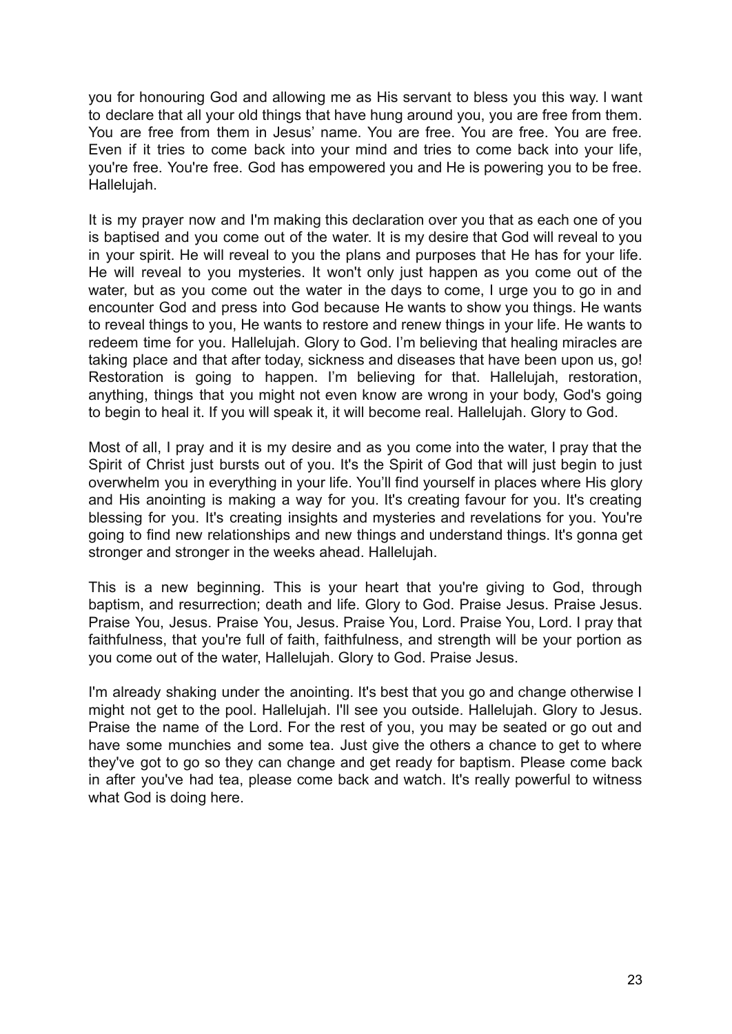you for honouring God and allowing me as His servant to bless you this way. I want to declare that all your old things that have hung around you, you are free from them. You are free from them in Jesus' name. You are free. You are free. You are free. Even if it tries to come back into your mind and tries to come back into your life, you're free. You're free. God has empowered you and He is powering you to be free. Hallelujah.

It is my prayer now and I'm making this declaration over you that as each one of you is baptised and you come out of the water. It is my desire that God will reveal to you in your spirit. He will reveal to you the plans and purposes that He has for your life. He will reveal to you mysteries. It won't only just happen as you come out of the water, but as you come out the water in the days to come, I urge you to go in and encounter God and press into God because He wants to show you things. He wants to reveal things to you, He wants to restore and renew things in your life. He wants to redeem time for you. Hallelujah. Glory to God. I'm believing that healing miracles are taking place and that after today, sickness and diseases that have been upon us, go! Restoration is going to happen. I'm believing for that. Hallelujah, restoration, anything, things that you might not even know are wrong in your body, God's going to begin to heal it. If you will speak it, it will become real. Hallelujah. Glory to God.

Most of all, I pray and it is my desire and as you come into the water, I pray that the Spirit of Christ just bursts out of you. It's the Spirit of God that will just begin to just overwhelm you in everything in your life. You'll find yourself in places where His glory and His anointing is making a way for you. It's creating favour for you. It's creating blessing for you. It's creating insights and mysteries and revelations for you. You're going to find new relationships and new things and understand things. It's gonna get stronger and stronger in the weeks ahead. Hallelujah.

This is a new beginning. This is your heart that you're giving to God, through baptism, and resurrection; death and life. Glory to God. Praise Jesus. Praise Jesus. Praise You, Jesus. Praise You, Jesus. Praise You, Lord. Praise You, Lord. I pray that faithfulness, that you're full of faith, faithfulness, and strength will be your portion as you come out of the water, Hallelujah. Glory to God. Praise Jesus.

I'm already shaking under the anointing. It's best that you go and change otherwise I might not get to the pool. Hallelujah. I'll see you outside. Hallelujah. Glory to Jesus. Praise the name of the Lord. For the rest of you, you may be seated or go out and have some munchies and some tea. Just give the others a chance to get to where they've got to go so they can change and get ready for baptism. Please come back in after you've had tea, please come back and watch. It's really powerful to witness what God is doing here.